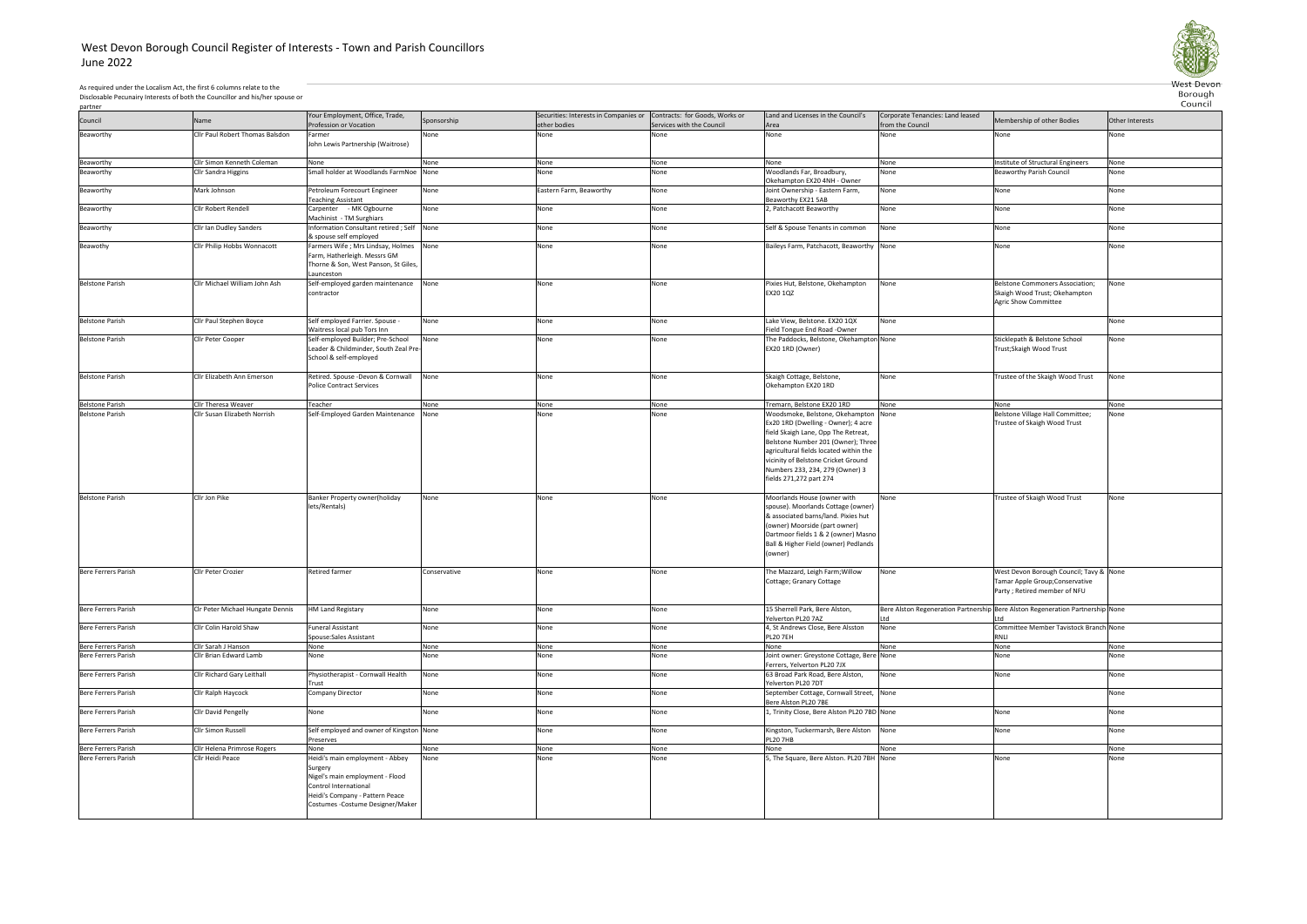# West Devon Borough Council Register of Interests - Town and Parish Councillors
## June 2022

As required under the Localism Act, the first 6 columns relate to the Disclosable Pecunairy Interests of both the Councillor and his/her spouse or partner

| Council | Name | Your Employment, Office, Trade, Profession or Vocation | Sponsorship | Securities: Interests in Companies or other bodies | Contracts: for Goods, Works or Services with the Council | Land and Licenses in the Council's Area | Corporate Tenancies: Land leased from the Council | Membership of other Bodies | Other Interests |
|---|---|---|---|---|---|---|---|---|---|
| Beaworthy | Cllr Paul Robert Thomas Balsdon | Farmer John Lewis Partnership (Waitrose) | None | None | None | None | None | None | None |
| Beaworthy | Cllr Simon Kenneth Coleman | None | None | None | None | None | None | Institute of Structural Engineers | None |
| Beaworthy | Cllr Sandra Higgins | Small holder at Woodlands FarmNoe | None | None | None | Woodlands Far, Broadbury, Okehampton EX20 4NH - Owner | None | Beaworthy Parish Council | None |
| Beaworthy | Mark Johnson | Petroleum Forecourt Engineer Teaching Assistant | None | Eastern Farm, Beaworthy | None | Joint Ownership - Eastern Farm, Beaworthy EX21 5AB | None | None | None |
| Beaworthy | Cllr Robert Rendell | Carpenter - MK Ogbourne Machinist - TM Surghiars | None | None | None | 2, Patchacott Beaworthy | None | None | None |
| Beaworthy | Cllr Ian Dudley Sanders | Information Consultant retired ; Self & spouse self employed | None | None | None | Self & Spouse Tenants in common | None | None | None |
| Beawothy | Cllr Philip Hobbs Wonnacott | Farmers Wife ; Mrs Lindsay, Holmes Farm, Hatherleigh. Messrs GM Thorne & Son, West Panson, St Giles, Launceston | None | None | None | Baileys Farm, Patchacott, Beaworthy | None | None | None |
| Belstone Parish | Cllr Michael William John Ash | Self-employed garden maintenance contractor | None | None | None | Pixies Hut, Belstone, Okehampton EX20 1QZ | None | Belstone Commoners Association; Skaigh Wood Trust; Okehampton Agric Show Committee | None |
| Belstone Parish | Cllr Paul Stephen Boyce | Self employed Farrier. Spouse - Waitress local pub Tors Inn | None | None | None | Lake View, Belstone. EX20 1QX Field Tongue End Road -Owner | None | | None |
| Belstone Parish | Cllr Peter Cooper | Self-employed Builder; Pre-School Leader & Childminder, South Zeal Pre-School & self-employed | None | None | None | The Paddocks, Belstone, Okehampton EX20 1RD (Owner) | None | Sticklepath & Belstone School Trust;Skaigh Wood Trust | None |
| Belstone Parish | Cllr Elizabeth Ann Emerson | Retired. Spouse -Devon & Cornwall Police Contract Services | None | None | None | Skaigh Cottage, Belstone, Okehampton EX20 1RD | None | Trustee of the Skaigh Wood Trust | None |
| Belstone Parish | Cllr Theresa Weaver | Teacher | None | None | None | Tremarn, Belstone EX20 1RD | None | None | None |
| Belstone Parish | Cllr Susan Elizabeth Norrish | Self-Employed Garden Maintenance | None | None | None | Woodsmoke, Belstone, Okehampton Ex20 1RD (Dwelling - Owner); 4 acre field Skaigh Lane, Opp The Retreat, Belstone Number 201 (Owner); Three agricultural fields located within the vicinity of Belstone Cricket Ground Numbers 233, 234, 279 (Owner) 3 fields 271,272 part 274 | None | Belstone Village Hall Committee; Trustee of Skaigh Wood Trust | None |
| Belstone Parish | Cllr Jon Pike | Banker Property owner(holiday lets/Rentals) | None | None | None | Moorlands House (owner with spouse). Moorlands Cottage (owner) & associated barns/land. Pixies hut (owner) Moorside (part owner) Dartmoor fields 1 & 2 (owner) Masno Ball & Higher Field (owner) Pedlands (owner) | None | Trustee of Skaigh Wood Trust | None |
| Bere Ferrers Parish | Cllr Peter Crozier | Retired farmer | Conservative | None | None | The Mazzard, Leigh Farm;Willow Cottage; Granary Cottage | None | West Devon Borough Council; Tavy & Tamar Apple Group;Conservative Party ; Retired member of NFU | None |
| Bere Ferrers Parish | Clr Peter Michael Hungate Dennis | HM Land Registary | None | None | None | 15 Sherrell Park, Bere Alston, Yelverton PL20 7AZ | Bere Alston Regeneration Partnership Ltd | Bere Alston Regeneration Partnership Ltd | None |
| Bere Ferrers Parish | Cllr Colin Harold Shaw | Funeral Assistant Spouse:Sales Assistant | None | None | None | 4, St Andrews Close, Bere Alsston PL20 7EH | None | Committee Member Tavistock Branch RNLI | None |
| Bere Ferrers Parish | Cllr Sarah J Hanson | None | None | None | None | None | None | None | None |
| Bere Ferrers Parish | Cllr Brian Edward Lamb | None | None | None | None | Joint owner: Greystone Cottage, Bere Ferrers, Yelverton PL20 7JX | None | None | None |
| Bere Ferrers Parish | Cllr Richard Gary Leithall | Physiotherapist - Cornwall Health Trust | None | None | None | 63 Broad Park Road, Bere Alston, Yelverton PL20 7DT | None | None | None |
| Bere Ferrers Parish | Cllr Ralph Haycock | Company Director | None | None | None | September Cottage, Cornwall Street, Bere Alston PL20 7BE | None | | None |
| Bere Ferrers Parish | Cllr David Pengelly | None | None | None | None | 1, Trinity Close, Bere Alston PL20 7BD | None | None | None |
| Bere Ferrers Parish | Cllr Simon Russell | Self employed and owner of Kingston Preserves | None | None | None | Kingston, Tuckermarsh, Bere Alston PL20 7HB | None | None | None |
| Bere Ferrers Parish | Cllr Helena Primrose Rogers | None | None | None | None | None | None | | None |
| Bere Ferrers Parish | Cllr Heidi Peace | Heidi's main employment - Abbey Surgery Nigel's main employment - Flood Control International Heidi's Company - Pattern Peace Costumes -Costume Designer/Maker | None | None | None | 5, The Square, Bere Alston. PL20 7BH | None | None | None |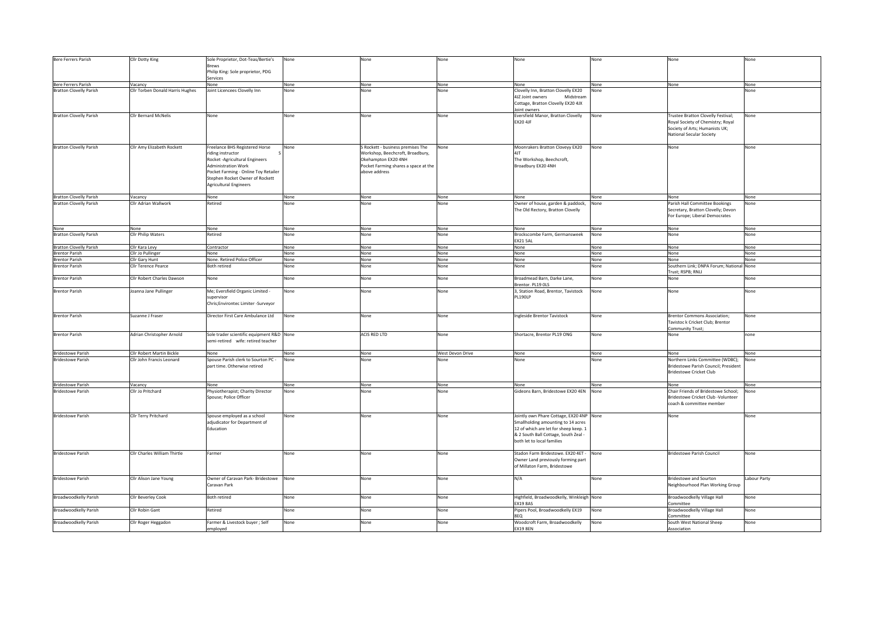| Bere Ferrers Parish | Cllr Dotty King | Sole Proprietor, Dot-Teas/Bertie's Brews Philip King: Sole proprietor, PDG Services | None | None | None | None | None | None | None |
|---|---|---|---|---|---|---|---|---|---|
| Bere Ferrers Parish | Vacancy | None | None | None | None | None | None | None | None |
| Bratton Clovelly Parish | Cllr Torben Donald Harris Hughes | Joint Licencees Clovelly Inn | None | None | None | Clovelly Inn, Bratton Clovelly EX20 4JZ Joint owners Midstream Cottage, Bratton Clovelly EX20 4JX Joint owners | None | | None |
| Bratton Clovelly Parish | Cllr Bernard McNelis | None | None | None | None | Eversfield Manor, Bratton Clovelly EX20 4JF | None | Trustee Bratton Clovelly Festival; Royal Society of Chemistry; Royal Society of Arts; Humanists UK; National Secular Society | None |
| Bratton Clovelly Parish | Cllr Amy Elizabeth Rockett | Freelance BHS Registered Horse riding instructor S Rocket -Agricultural Engineers Administration Work Pocket Farming - Online Toy Retailer Stephen Rocket Owner of Rockett Agricultural Engineers | None | S Rockett - business premises The Workshop, Beechcroft, Broadbury, Okehampton EX20 4NH Pocket Farming shares a space at the above address | None | Moonrakers Bratton Cloveyy EX20 4JT The Workshop, Beechcroft, Broadbury EX20 4NH | None | None | None |
| Bratton Clovelly Parish | Vacancy | None | None | None | None | None | None | None | None |
| Bratton Clovelly Parish | Cllr Adrian Wallwork | Retired | None | None | None | Owner of house, garden & paddock, The Old Rectory, Bratton Clovelly | None | Parish Hall Committee Bookings Secretary, Bratton Clovelly; Devon For Europe; Liberal Democrates | None |
| None | None | None | None | None | None | None | None | None | None |
| Bratton Clovelly Parish | Cllr Philip Waters | Retired | None | None | None | Brockscombe Farm, Germansweek EX21 5AL | None | None | None |
| Bratton Clovelly Parish | Cllr Kara Levy | Contractor | None | None | None | None | None | None | None |
| Brentor Parish | Cllr Jo Pullinger | None | None | None | None | None | None | None | None |
| Brentor Parish | Cllr Gary Hunt | None. Retired Police Officer | None | None | None | None | None | None | None |
| Brentor Parish | Cllr Terence Pearce | Both retired | None | None | None | None | None | Southern Link; DNPA Forum; National Trust; RSPB; RNLI | None |
| Brentor Parish | Cllr Robert Charles Dawson | None | None | None | None | Broadmead Barn, Darke Lane, Brentor. PL19 0LS | None | None | None |
| Brentor Parish | Joanna Jane Pullinger | Me; Eversfield Organic Limited - supervisor Chris;Environtec Limiter -Surveyor | None | None | None | 3, Station Road, Brentor, Tavistock PL190LP | None | None | None |
| Brentor Parish | Suzanne J Fraser | Director First Care Ambulance Ltd | None | None | None | Ingleside Brentor Tavistock | None | Brentor Commons Association; Tavistoc k Cricket Club; Brentor Community Trust; | None |
| Brentor Parish | Adrian Christopher Arnold | Sole trader scientific equipment R&D semi-retired wife: retired teacher | None | ACIS RED LTD | None | Shortacre, Brentor PL19 ONG | None | None | none |
| Bridestowe Parish | Cllr Robert Martin Bickle | None | None | None | West Devon Drive | None | None | None | None |
| Bridestowe Parish | Cllr John Francis Leonard | Spouse Parish clerk to Sourton PC - part time. Otherwise retired | None | None | None | None | None | Northern Links Committee (WDBC); Bridestowe Parish Council; President Bridestowe Cricket Club | None |
| Bridestowe Parish | Vacancy | None | None | None | None | None | None | None | None |
| Bridestowe Parish | Cllr Jo Pritchard | Physiotherapist; Charity Director Spouse; Police Officer | None | None | None | Gideons Barn, Bridestowe EX20 4EN | None | Chair Friends of Bridestowe School; Bridestowe Cricket Club -Volunteer coach & committee member | None |
| Bridestowe Parish | Cllr Terry Pritchard | Spouse employed as a school adjudicator for Department of Education | None | None | None | Jointly own Phare Cottage, EX20 4NP Smallholding amounting to 14 acres 12 of which are let for sheep keep. 1 & 2 South Ball Cottage, South Zeal - both let to local families | None | None | None |
| Bridestowe Parish | Cllr Charles William Thirtle | Farmer | None | None | None | Stadon Farm Bridestowe. EX20 4ET - Owner Land previously forming part of Millaton Farm, Bridestowe | None | Bridestowe Parish Council | None |
| Bridestowe Parish | Cllr Alison Jane Young | Owner of Caravan Park- Bridestowe Caravan Park | None | None | None | N/A | None | Bridestowe and Sourton Neighbourhood Plan Working Group | Labour Party |
| Broadwoodkelly Parish | Cllr Beverley Cook | Both retired | None | None | None | Highfield, Broadwoodkelly, Winkleigh EX19 8AS | None | Broadwoodkelly Village Hall Committee | None |
| Broadwoodkelly Parish | Cllr Robin Gant | Retired | None | None | None | Pipers Pool, Broadwoodkelly EX19 8EQ | None | Broadwoodkelly Village Hall Committee | None |
| Broadwoodkelly Parish | Cllr Roger Heggadon | Farmer & Livestock buyer ; Self employed | None | None | None | Woodcroft Farm, Broadwoodkelly EX19 8EN | None | South West National Sheep Association | None |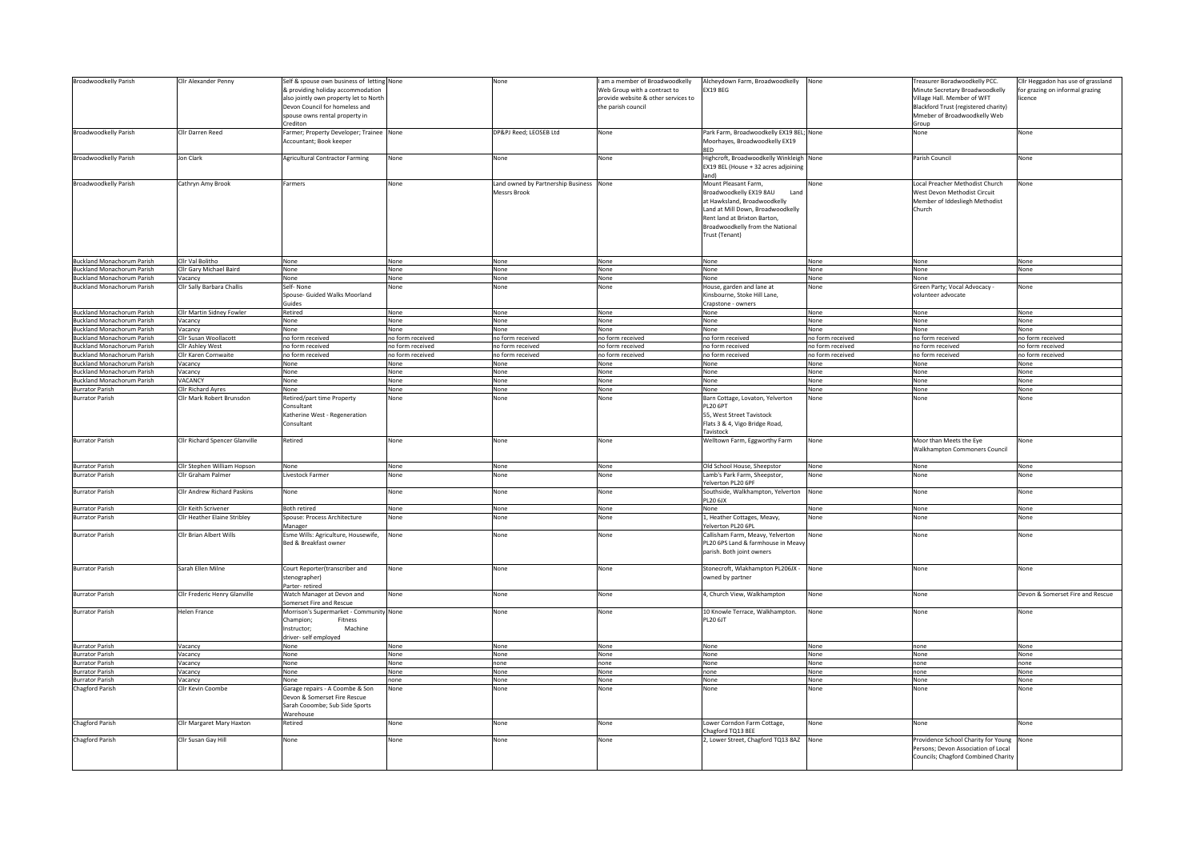| Broadwoodkelly Parish | Cllr Alexander Penny | Self & spouse own business of letting & providing holiday accommodation also jointly own property let to North Devon Council for homeless and spouse owns rental property in Crediton | None | None | I am a member of Broadwoodkelly Web Group with a contract to provide website & other services to the parish council | Alcheydown Farm, Broadwoodkelly EX19 8EG | None | Treasurer Boradwoodkelly PCC. Minute Secretary Broadwoodkelly Village Hall. Member of WFT Blackford Trust (registered charity) Mmeber of Broadwoodkelly Web Group | Cllr Heggadon has use of grassland for grazing on informal grazing licence |
|---|---|---|---|---|---|---|---|---|---|
| Broadwoodkelly Parish | Cllr Darren Reed | Farmer; Property Developer; Trainee Accountant; Book keeper | None | DP&PJ Reed; LEOSEB Ltd | None | Park Farm, Broadwoodkelly EX19 8EL; Moorhayes, Broadwoodkelly EX19 8ED | None | None | None |
| Broadwoodkelly Parish | Jon Clark | Agricultural Contractor Farming | None | None | None | Highcroft, Broadwoodkelly Winkleigh EX19 8EL (House + 32 acres adjoining land) | None | Parish Council | None |
| Broadwoodkelly Parish | Cathryn Amy Brook | Farmers | None | Land owned by Partnership Business Messrs Brook | None | Mount Pleasant Farm, Broadwoodkelly EX19 8AU Land at Hawksland, Broadwoodkelly Land at Mill Down, Broadwoodkelly Rent land at Brixton Barton, Broadwoodkelly from the National Trust (Tenant) | None | Local Preacher Methodist Church West Devon Methodist Circuit Member of Iddesliegh Methodist Church | None |
| Buckland Monachorum Parish | Cllr Val Bolitho | None | None | None | None | None | None | None | None |
| Buckland Monachorum Parish | Cllr Gary Michael Baird | None | None | None | None | None | None | None | None |
| Buckland Monachorum Parish | Vacancy | None | None | None | None | None | None | None | |
| Buckland Monachorum Parish | Cllr Sally Barbara Challis | Self- None Spouse- Guided Walks Moorland Guides | None | None | None | House, garden and lane at Kinsbourne, Stoke Hill Lane, Crapstone - owners | None | Green Party; Vocal Advocacy - volunteer advocate | None |
| Buckland Monachorum Parish | Cllr Martin Sidney Fowler | Retired | None | None | None | None | None | None | None |
| Buckland Monachorum Parish | Vacancy | None | None | None | None | None | None | None | None |
| Buckland Monachorum Parish | Vacancy | None | None | None | None | None | None | None | None |
| Buckland Monachorum Parish | Cllr Susan Woollacott | no form received | no form received | no form received | no form received | no form received | no form received | no form received | no form received |
| Buckland Monachorum Parish | Cllr Ashley West | no form received | no form received | no form received | no form received | no form received | no form received | no form received | no form received |
| Buckland Monachorum Parish | Cllr Karen Cornwaite | no form received | no form received | no form received | no form received | no form received | no form received | no form received | no form received |
| Buckland Monachorum Parish | Vacancy | None | None | None | None | None | None | None | None |
| Buckland Monachorum Parish | Vacancy | None | None | None | None | None | None | None | None |
| Buckland Monachorum Parish | VACANCY | None | None | None | None | None | None | None | None |
| Burrator Parish | Cllr Richard Ayres | None | None | None | None | None | None | None | None |
| Burrator Parish | Cllr Mark Robert Brunsdon | Retired/part time Property Consultant Katherine West - Regeneration Consultant | None | None | None | Barn Cottage, Lovaton, Yelverton PL20 6PT 55, West Street Tavistock Flats 3 & 4, Vigo Bridge Road, Tavistock | None | None | None |
| Burrator Parish | Cllr Richard Spencer Glanville | Retired | None | None | None | Welltown Farm, Eggworthy Farm | None | Moor than Meets the Eye Walkhampton Commoners Council | None |
| Burrator Parish | Cllr Stephen William Hopson | None | None | None | None | Old School House, Sheepstor | None | None | None |
| Burrator Parish | Cllr Graham Palmer | Livestock Farmer | None | None | None | Lamb's Park Farm, Sheepstor, Yelverton PL20 6PF | None | None | None |
| Burrator Parish | Cllr Andrew Richard Paskins | None | None | None | None | Southside, Walkhampton, Yelverton PL20 6JX | None | None | None |
| Burrator Parish | Cllr Keith Scrivener | Both retired | None | None | None | None | None | None | None |
| Burrator Parish | Cllr Heather Elaine Stribley | Spouse: Process Architecture Manager | None | None | None | 1, Heather Cottages, Meavy, Yelverton PL20 6PL | None | None | None |
| Burrator Parish | Cllr Brian Albert Wills | Esme Wills: Agriculture, Housewife, Bed & Breakfast owner | None | None | None | Callisham Farm, Meavy, Yelverton PL20 6PS Land & farmhouse in Meavy parish. Both joint owners | None | None | None |
| Burrator Parish | Sarah Ellen Milne | Court Reporter(transcriber and stenographer) Parter- retired | None | None | None | Stonecroft, Wlakhampton PL206JX - owned by partner | None | None | None |
| Burrator Parish | Cllr Frederic Henry Glanville | Watch Manager at Devon and Somerset Fire and Rescue | None | None | None | 4, Church View, Walkhampton | None | None | Devon & Somerset Fire and Rescue |
| Burrator Parish | Helen France | Morrison's Supermarket - Community Champion; Fitness Instructor; Machine driver- self employed | None | None | None | 10 Knowle Terrace, Walkhampton. PL20 6JT | None | None | None |
| Burrator Parish | Vacancy | None | None | None | None | None | None | none | None |
| Burrator Parish | Vacancy | None | None | None | None | None | None | None | None |
| Burrator Parish | Vacancy | None | None | none | none | None | None | none | none |
| Burrator Parish | Vacancy | None | None | None | None | none | None | none | None |
| Burrator Parish | Vacancy | None | none | none | None | None | None | None | None |
| Chagford Parish | Cllr Kevin Coombe | Garage repairs - A Coombe & Son Devon & Somerset Fire Rescue Sarah Cooombe; Sub Side Sports Warehouse | None | None | None | None | None | None | None |
| Chagford Parish | Cllr Margaret Mary Haxton | Retired | None | None | None | Lower Corndon Farm Cottage, Chagford TQ13 8EE | None | None | None |
| Chagford Parish | Cllr Susan Gay Hill | None | None | None | None | 2, Lower Street, Chagford TQ13 8AZ | None | Providence School Charity for Young Persons; Devon Association of Local Councils; Chagford Combined Charity | None |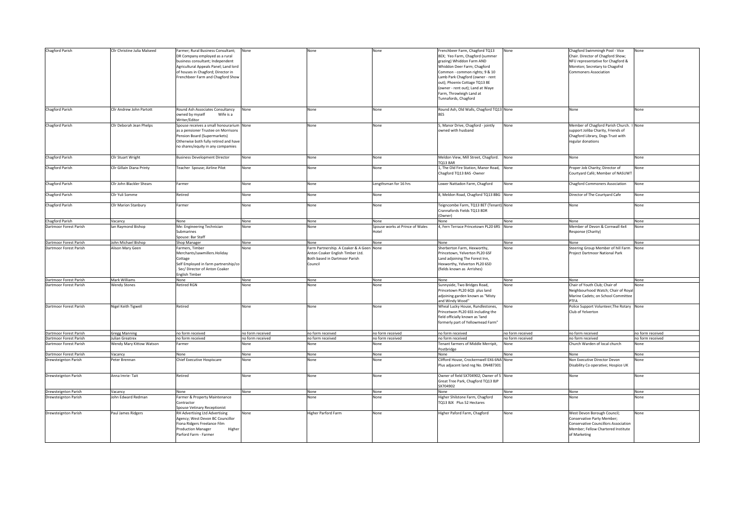| Chagford Parish | Cllr Christine Julia Malseed | Farmer; Rural Business Consultant; DR Company employed as a rural business consultant; Independent Agricultural Appeals Panel; Land lord of houses in Chagford; Director in Frenchbeer Farm and Chagford Show | None | None | None | Frenchbeer Farm, Chagford TQ13 8EX; Yeo Farm, Chagford (summer grazing) Whiddon Farm AND Whiddon Deer Farm; Chagford Common - common rights; 9 & 10 Lamb Park Chagford (owner - rent out); Phoenix Cottage TQ13 8E (owner - rent out); Land at Waye Farm, Throwleigh Land at Tunnafords, Chagford | None | Chagford Swimmingh Pool - Vice Chair. Director of Chagford Show; NFU representative for Chagford & Moreton; Secretary to Chagofrd Commoners Association | None |
|---|---|---|---|---|---|---|---|---|---|
| Chagford Parish | Cllr Andrew John Partott | Round Ash Associates Consultancy owned by myself Wife is a Writer/Editor | None | None | None | Round Ash, Old Walls, Chagford TQ13 8ES | None | None | None |
| Chagford Parish | Cllr Deborah Jean Phelps | Spouse receives a small honourarium as a pensioner Trustee on Morrisons Pension Board (Supermarkets) Otherwise both fully retired and have no shares/equity in any companies | None | None | None | 5, Manor Drive, Chagford - jointly owned with husband | None | Member of Chagford Parish Church. I support Joliba Charity, Friends of Chagford Library, Dogs Trust with regular donations | None |
| Chagford Parish | Cllr Stuart Wright | Business Development Director | None | None | None | Meldon View, Mill Street, Chagford. TQ13 8AR | None | None | None |
| Chagford Parish | Cllr Gillain Diana Printy | Teacher Spouse; Airline Pilot | None | None | None | 1, The Old Fire Station, Manor Road, Chagford TQ13 8AS -Owner | None | Proper Job Charity; Director of Courtyard Café; Member of NASUWT | None |
| Chagford Parish | Cllr John Blackler Shears | Farmer | None | None | Lengthsman for 16 hrs | Lower Nattadon Farm, Chagford | None | Chagford Commoners Association | None |
| Chagford Parish | Cllr Yuli Somme | Retired | None | None | None | 8, Meldon Road, Chagford TQ13 8BG | None | Director of The Courtyard Cafe | None |
| Chagford Parish | Cllr Marion Stanbury | Farmer | None | None | None | Teigncombe Farm, TQ13 8ET (Tenant) Crannafords Fields TQ13 8DR (Owner) | None | None | None |
| Chagford Parish | Vacancy | None | None | None | None | None | None | None | None |
| Dartmoor Forest Parish | Ian Raymond Bishop | Me: Engineering Technician Submarines Spouse: Bar Staff | None | None | Spouse works at Prince of Wales Hotel | 4, Fern Terrace Princetown PL20 6RS | None | Member of Devon & Cornwall 4x4 Response (Charity) | None |
| Dartmoor Forest Parish | John Michael Bishop | Shop Manager | None | None | None | None | None | None | None |
| Dartmoor Forest Parish | Alison Mary Geen | Farmers, Timber Merchants/sawmillers.Holiday Cottage Self Employed in farm partnership/co. Sec/ Director of Anton Coaker English Timber | None | Farm Partnership. A Coaker & A Geen Anton Coaker English Timber Ltd. Both based in Dartmoor Parish Council | None | Sherberton Farm, Hexworthy, Princetown, Yelverton PL20 6SF Land adjoining The Forest Inn, Hexworthy, Yelverton PL20 6SD (fields known as Arrishes) | None | Steering Group Member of hill Farm Project Dartmoor National Park | None |
| Dartmoor Forest Parish | Mark Williams | None | None | None | None | None | None | None | None |
| Dartmoor Forest Parish | Wendy Stones | Retired RGN | None | None | None | Sunnyside, Two Bridges Road, Princetown PL20 6QS plus land adjoining garden known as "Misty and Windy Wood" | None | Chair of Youth Club; Chair of Neighbourhood Watch; Chair of Royal Marine Cadets; on School Committee PTFA | None |
| Dartmoor Forest Parish | Nigel Keith Tigwell | Retired | None | None | None | Wheal Lucky House, Rundlestones, Princetwon PL20 6SS including the field officially known as 'land formerly part of Yellowmead Farm" | None | Police Support Volunteer;The Rotary Club of Yelverton | None |
| Dartmoor Forest Parish | Gregg Manning | no form received | no form received | no form received | no form received | no form received | no form received | no form received | no form received |
| Dartmoor Forest Parish | Julian Greatrex | no form received | no form received | no form received | no form received | no form received | no form received | no form received | no form received |
| Dartmoor Forest Parish | Wendy Mary Kittow Watson | Farmer | None | None | None | Tenant farmers of Middle Merripit, Postbridge | None | Church Warden of local church | None |
| Dartmoor Forest Parish | Vacancy | None | None | None | None | None | None | None | None |
| Drewsteignton Parish | Peter Brennan | Chief Executive Hospiscare | None | None | None | Clifford House, Crockernwell EX6 6NA Plus adjacent land reg No. DN487301 | None | Non Executive Director Devon Disability Co operative; Hospice UK | None |
| Drewsteignton Parish | Anna Imrie- Tait | Retired | None | None | None | Owner of field SX704902; Owner of 5 Great Tree Park, Chagford TQ13 8JP SX704902 | None | None | None |
| Drewsteignton Parish | Vacancy | None | None | None | None | None | None | None | None |
| Drewsteignton Parish | John Edward Redman | Farmer & Property Maintenance Contractor Spouse Vetinary Receptionist | | None | None | Higher Shilstone Farm, Chagford TQ13 8JX Plus 52 Hectares | None | None | None |
| Drewsteignton Parish | Paul James Ridgers | RH Advertising Ltd Advertising Agency; West Devon BC Councillor Fiona Ridgers Freelance Film Production Manager Higher Parford Farm - Farmer | None | Higher Parford Farm | None | Higher Paford Farm, Chagford | None | West Devon Borough Council; Conservative Party Member; Conservative Councillors Association Member; Fellow Chartered Institute of Marketing | None |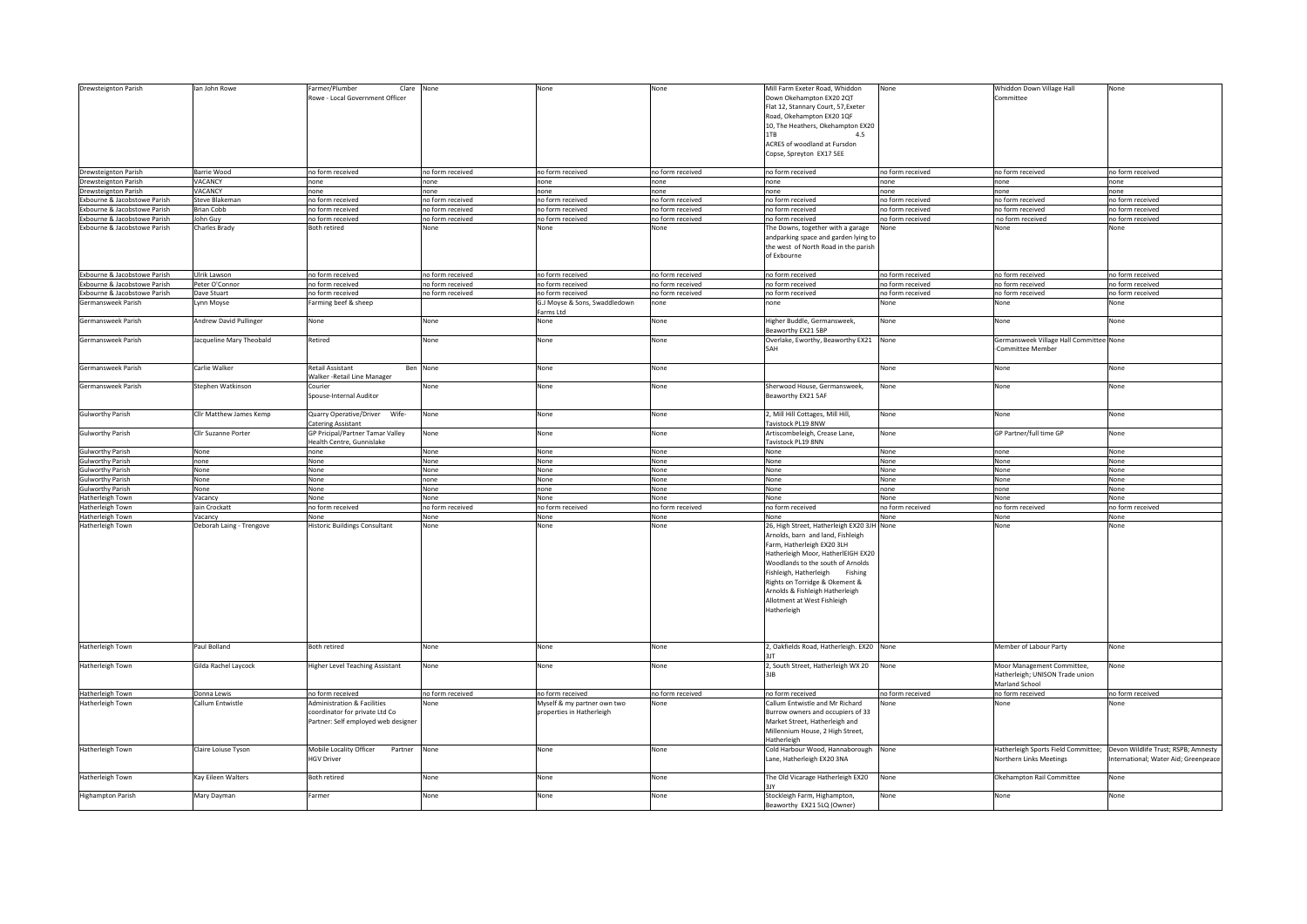| Drewsteignton Parish | Ian John Rowe | Farmer/Plumber Clare Rowe - Local Government Officer | None | None | None | Mill Farm Exeter Road, Whiddon Down Okehampton EX20 2QT Flat 12, Stannary Court, 57,Exeter Road, Okehampton EX20 1QF 10, The Heathers, Okehampton EX20 1TB 4.5 ACRES of woodland at Fursdon Copse, Spreyton EX17 5EE | None | Whiddon Down Village Hall Committee | None |
|---|---|---|---|---|---|---|---|---|---|
| Drewsteignton Parish | Barrie Wood | no form received | no form received | no form received | no form received | no form received | no form received | no form received | no form received |
| Drewsteignton Parish | VACANCY | none | none | none | none | none | none | none | none |
| Drewsteignton Parish | VACANCY | none | none | none | none | none | none | none | none |
| Exbourne & Jacobstowe Parish | Steve Blakeman | no form received | no form received | no form received | no form received | no form received | no form received | no form received | no form received |
| Exbourne & Jacobstowe Parish | Brian Cobb | no form received | no form received | no form received | no form received | no form received | no form received | no form received | no form received |
| Exbourne & Jacobstowe Parish | John Guy | no form received | no form received | no form received | no form received | no form received | no form received | no form received | no form received |
| Exbourne & Jacobstowe Parish | Charles Brady | Both retired | None | None | None | The Downs, together with a garage andparking space and garden lying to the west of North Road in the parish of Exbourne | None | None | None |
| Exbourne & Jacobstowe Parish | Ulrik Lawson | no form received | no form received | no form received | no form received | no form received | no form received | no form received | no form received |
| Exbourne & Jacobstowe Parish | Peter O'Connor | no form received | no form received | no form received | no form received | no form received | no form received | no form received | no form received |
| Exbourne & Jacobstowe Parish | Dave Stuart | no form received | no form received | no form received | no form received | no form received | no form received | no form received | no form received |
| Germansweek Parish | Lynn Moyse | Farming beef & sheep | | G.J Moyse & Sons, Swaddledown Farms Ltd | none | none | None | None | None |
| Germansweek Parish | Andrew David Pullinger | None | None | None | None | Higher Buddle, Germansweek, Beaworthy EX21 5BP | None | None | None |
| Germansweek Parish | Jacqueline Mary Theobald | Retired | None | None | None | Overlake, Eworthy, Beaworthy EX21 5AH | None | Germansweek Village Hall Committee -Committee Member | None |
| Germansweek Parish | Carlie Walker | Retail Assistant Ben Walker -Retail Line Manager | None | None | None | | None | None | None |
| Germansweek Parish | Stephen Watkinson | Courier Spouse-Internal Auditor | None | None | None | Sherwood House, Germansweek, Beaworthy EX21 5AF | None | None | None |
| Gulworthy Parish | Cllr Matthew James Kemp | Quarry Operative/Driver Wife- Catering Assistant | None | None | None | 2, Mill Hill Cottages, Mill Hill, Tavistock PL19 8NW | None | None | None |
| Gulworthy Parish | Cllr Suzanne Porter | GP Pricipal/Partner Tamar Valley Health Centre, Gunnislake | None | None | None | Artiscombeleigh, Crease Lane, Tavistock PL19 8NN | None | GP Partner/full time GP | None |
| Gulworthy Parish | None | none | None | None | None | None | None | none | None |
| Gulworthy Parish | none | None | None | None | None | None | None | None | None |
| Gulworthy Parish | None | None | None | None | None | None | None | None | None |
| Gulworthy Parish | None | None | none | None | None | None | None | None | None |
| Gulworthy Parish | None | None | None | none | None | None | none | none | None |
| Hatherleigh Town | Vacancy | None | None | None | None | None | None | None | None |
| Hatherleigh Town | Iain Crockatt | no form received | no form received | no form received | no form received | no form received | no form received | no form received | no form received |
| Hatherleigh Town | Vacancy | None | None | None | None | None | None | None | None |
| Hatherleigh Town | Deborah Laing - Trengove | Historic Buildings Consultant | None | None | None | 26, High Street, Hatherleigh EX20 3JH Arnolds, barn and land, Fishleigh Farm, Hatherleigh EX20 3LH Hatherleigh Moor, HatherlEIGH EX20 Woodlands to the south of Arnolds Fishleigh, Hatherleigh Fishing Rights on Torridge & Okement & Arnolds & Fishleigh Hatherleigh Allotment at West Fishleigh Hatherleigh | None | None | None |
| Hatherleigh Town | Paul Bolland | Both retired | None | None | None | 2, Oakfields Road, Hatherleigh. EX20 3JT | None | Member of Labour Party | None |
| Hatherleigh Town | Gilda Rachel Laycock | Higher Level Teaching Assistant | None | None | None | 2, South Street, Hatherleigh WX 20 3JB | None | Moor Management Committee, Hatherleigh; UNISON Trade union Marland School | None |
| Hatherleigh Town | Donna Lewis | no form received | no form received | no form received | no form received | no form received | no form received | no form received | no form received |
| Hatherleigh Town | Callum Entwistle | Administration & Facilities coordinator for private Ltd Co Partner: Self employed web designer | None | Myself & my partner own two properties in Hatherleigh | None | Callum Entwistle and Mr Richard Burrow owners and occupiers of 33 Market Street, Hatherleigh and Millennium House, 2 High Street, Hatherleigh | None | None | None |
| Hatherleigh Town | Claire Loiuse Tyson | Mobile Locality Officer Partner HGV Driver | None | None | None | Cold Harbour Wood, Hannaborough Lane, Hatherleigh EX20 3NA | None | Hatherleigh Sports Field Committee; Northern Links Meetings | Devon Wildlife Trust; RSPB; Amnesty International; Water Aid; Greenpeace |
| Hatherleigh Town | Kay Eileen Walters | Both retired | None | None | None | The Old Vicarage Hatherleigh EX20 3JY | None | Okehampton Rail Committee | None |
| Highampton Parish | Mary Dayman | Farmer | None | None | None | Stockleigh Farm, Highampton, Beaworthy EX21 5LQ (Owner) | None | None | None |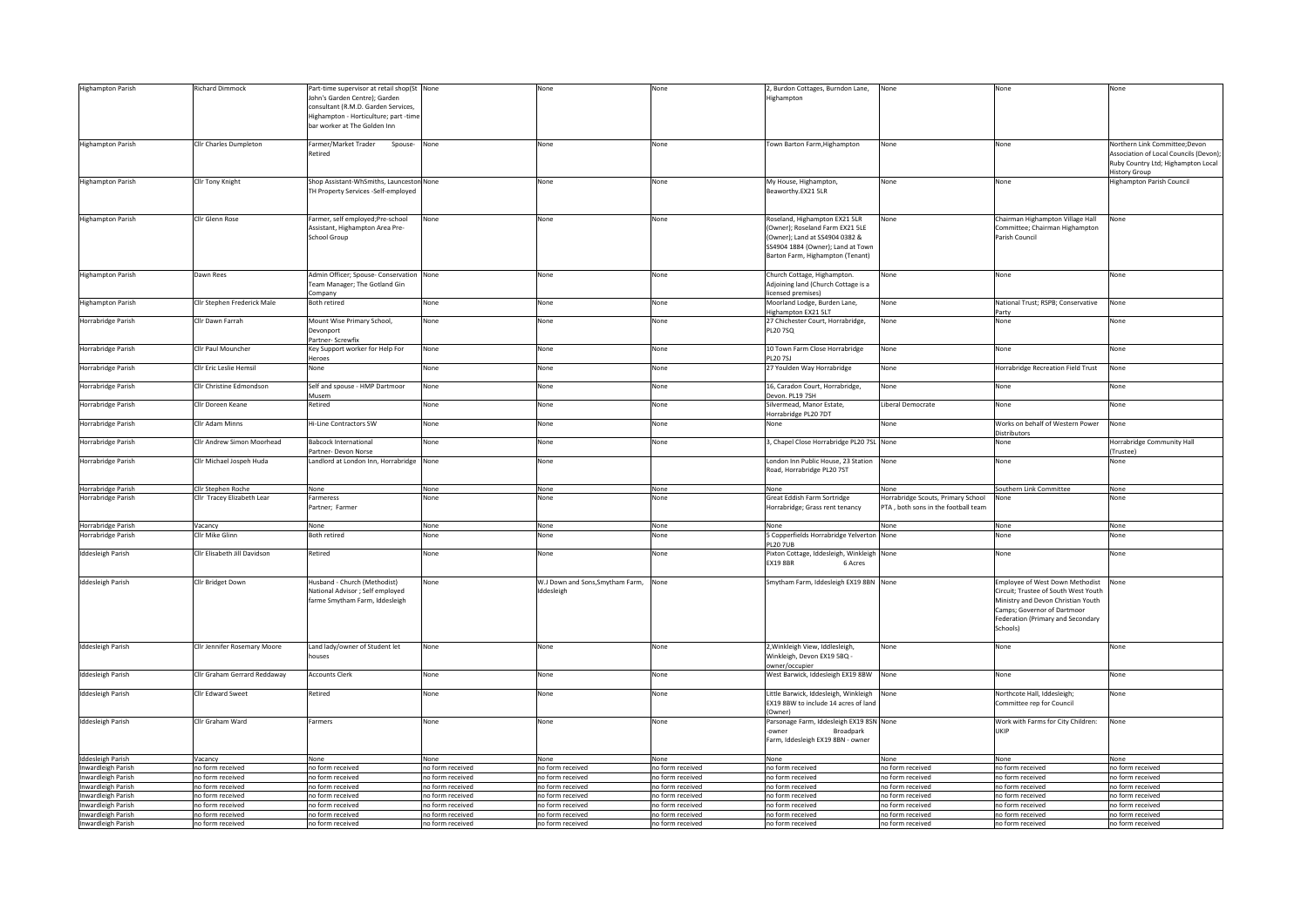| Highampton Parish | Richard Dimmock | Part-time supervisor at retail shop(St John's Garden Centre); Garden consultant (R.M.D. Garden Services, Highampton - Horticulture; part -time bar worker at The Golden Inn | None | None | None | 2, Burdon Cottages, Burndon Lane, Highampton | None | None | None |
|---|---|---|---|---|---|---|---|---|---|
| Highampton Parish | Cllr Charles Dumpleton | Farmer/Market Trader Spouse- Retired | None | None | None | Town Barton Farm,Highampton | None | None | Northern Link Committee;Devon Association of Local Councils (Devon); Ruby Country Ltd; Highampton Local History Group |
| Highampton Parish | Cllr Tony Knight | Shop Assistant-WhSmiths, Launceston TH Property Services -Self-employed | None | None | None | My House, Highampton, Beaworthy.EX21 5LR | None | None | Highampton Parish Council |
| Highampton Parish | Cllr Glenn Rose | Farmer, self employed;Pre-school Assistant, Highampton Area Pre-School Group | None | None | None | Roseland, Highampton EX21 5LR (Owner); Roseland Farm EX21 5LE (Owner); Land at SS4904 0382 & SS4904 1884 (Owner); Land at Town Barton Farm, Highampton (Tenant) | None | Chairman Highampton Village Hall Committee; Chairman Highampton Parish Council | None |
| Highampton Parish | Dawn Rees | Admin Officer; Spouse- Conservation Team Manager; The Gotland Gin Company | None | None | None | Church Cottage, Highampton. Adjoining land (Church Cottage is a licensed premises) | None | None | None |
| Highampton Parish | Cllr Stephen Frederick Male | Both retired | None | None | None | Moorland Lodge, Burden Lane, Highampton EX21 5LT | None | National Trust; RSPB; Conservative Party | None |
| Horrabridge Parish | Cllr Dawn Farrah | Mount Wise Primary School, Devonport Partner- Screwfix | None | None | None | 27 Chichester Court, Horrabridge, PL20 7SQ | None | None | None |
| Horrabridge Parish | Cllr Paul Mouncher | Key Support worker for Help For Heroes | None | None | None | 10 Town Farm Close Horrabridge PL20 7SJ | None | None | None |
| Horrabridge Parish | Cllr Eric Leslie Hemsil | None | None | None | None | 27 Youlden Way Horrabridge | None | Horrabridge Recreation Field Trust | None |
| Horrabridge Parish | Cllr Christine Edmondson | Self and spouse - HMP Dartmoor Musem | None | None | None | 16, Caradon Court, Horrabridge, Devon. PL19 7SH | None | None | None |
| Horrabridge Parish | Cllr Doreen Keane | Retired | None | None | None | Silvermead, Manor Estate, Horrabridge PL20 7DT | Liberal Democrate | None | None |
| Horrabridge Parish | Cllr Adam Minns | Hi-Line Contractors SW | None | None | None | None | None | Works on behalf of Western Power Distributors | None |
| Horrabridge Parish | Cllr Andrew Simon Moorhead | Babcock International Partner- Devon Norse | None | None | None | 3, Chapel Close Horrabridge PL20 7SL | None | None | Horrabridge Community Hall (Trustee) |
| Horrabridge Parish | Cllr Michael Jospeh Huda | Landlord at London Inn, Horrabridge | None | None | | London Inn Public House, 23 Station Road, Horrabridge PL20 7ST | None | None | None |
| Horrabridge Parish | Cllr Stephen Roche | None | None | None | None | None | None | Southern Link Committee | None |
| Horrabridge Parish | Cllr Tracey Elizabeth Lear | Farmeress Partner; Farmer | None | None | None | Great Eddish Farm Sortridge Horrabridge; Grass rent tenancy | Horrabridge Scouts, Primary School PTA , both sons in the football team | None | None |
| Horrabridge Parish | Vacancy | None | None | None | None | None | None | None | None |
| Horrabridge Parish | Cllr Mike Glinn | Both retired | None | None | None | 5 Copperfields Horrabridge Yelverton PL20 7UB | None | None | None |
| Iddesleigh Parish | Cllr Elisabeth Jill Davidson | Retired | None | None | None | Pixton Cottage, Iddesleigh, Winkleigh EX19 8BR 6 Acres | None | None | None |
| Iddesleigh Parish | Cllr Bridget Down | Husband - Church (Methodist) National Advisor ; Self employed farme Smytham Farm, Iddesleigh | None | W.J Down and Sons,Smytham Farm, Iddesleigh | None | Smytham Farm, Iddesleigh EX19 8BN | None | Employee of West Down Methodist Circuit; Trustee of South West Youth Ministry and Devon Christian Youth Camps; Governor of Dartmoor Federation (Primary and Secondary Schools) | None |
| Iddesleigh Parish | Cllr Jennifer Rosemary Moore | Land lady/owner of Student let houses | None | None | None | 2,Winkleigh View, Iddlesleigh, Winkleigh, Devon EX19 5BQ - owner/occupier | None | None | None |
| Iddesleigh Parish | Cllr Graham Gerrard Reddaway | Accounts Clerk | None | None | None | West Barwick, Iddesleigh EX19 8BW | None | None | None |
| Iddesleigh Parish | Cllr Edward Sweet | Retired | None | None | None | Little Barwick, Iddesleigh, Winkleigh EX19 8BW to include 14 acres of land (Owner) | None | Northcote Hall, Iddesleigh; Committee rep for Council | None |
| Iddesleigh Parish | Cllr Graham Ward | Farmers | None | None | None | Parsonage Farm, Iddesleigh EX19 8SN -owner Broadpark Farm, Iddesleigh EX19 8BN - owner | None | Work with Farms for City Children: UKIP | None |
| Iddesleigh Parish | Vacancy | None | None | None | None | None | None | None | None |
| Inwardleigh Parish | no form received | no form received | no form received | no form received | no form received | no form received | no form received | no form received | no form received |
| Inwardleigh Parish | no form received | no form received | no form received | no form received | no form received | no form received | no form received | no form received | no form received |
| Inwardleigh Parish | no form received | no form received | no form received | no form received | no form received | no form received | no form received | no form received | no form received |
| Inwardleigh Parish | no form received | no form received | no form received | no form received | no form received | no form received | no form received | no form received | no form received |
| Inwardleigh Parish | no form received | no form received | no form received | no form received | no form received | no form received | no form received | no form received | no form received |
| Inwardleigh Parish | no form received | no form received | no form received | no form received | no form received | no form received | no form received | no form received | no form received |
| Inwardleigh Parish | no form received | no form received | no form received | no form received | no form received | no form received | no form received | no form received | no form received |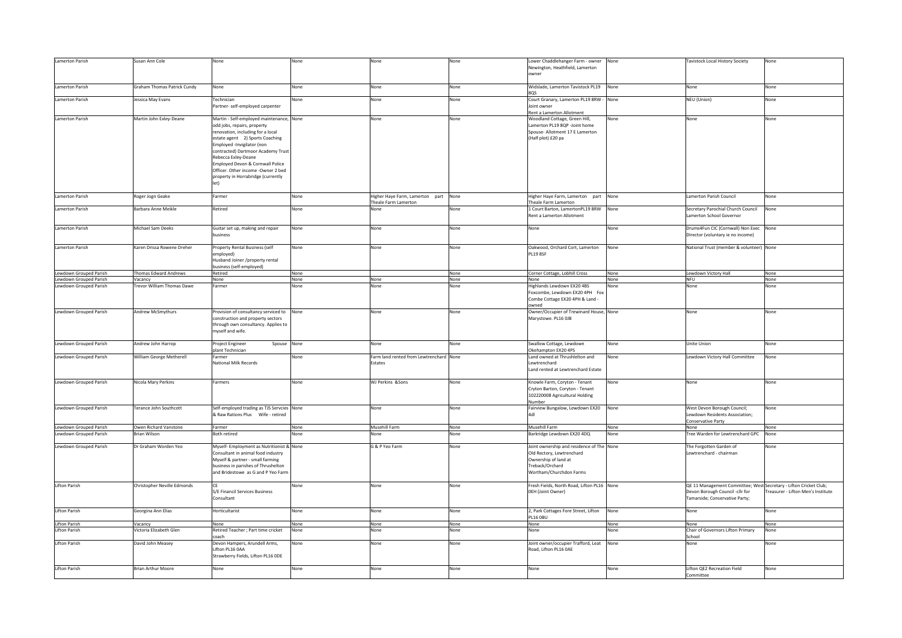| Lamerton Parish | Susan Ann Cole | None | None | None | None | Lower Chaddlehanger Farm - owner Newington, Heathfield, Lamerton owner | None | Tavistock Local History Society | None |
|---|---|---|---|---|---|---|---|---|---|
| Lamerton Parish | Graham Thomas Patrick Cundy | None | None | None | None | Widslade, Lamerton Tavistock PL19 8QS | None | None | None |
| Lamerton Parish | Jessica May Evans | Technician Partner- self-employed carpenter | None | None | None | Court Granary, Lamerton PL19 8RW - Joint owner Rent a Lamerton Allotment | None | NEU (Union) | None |
| Lamerton Parish | Martin John Exley-Deane | Martin - Self-employed maintenance, odd jobs, repairs, property renovation, including for a local estate agent 2) Sports Coaching Employed -Invigilator (non contracted) Dartmoor Academy Trust Rebecca Exley-Deane Employed Devon & Cornwall Police Officer. Other income -Owner 2 bed property in Horrabridge (currently let) | None | None | None | Woodland Cottage, Green Hill, Lamerton PL19 8QP -Joint home Spouse- Allotment 17 E Lamerton (Half plot) £20 pa | None | None | None |
| Lamerton Parish | Roger Jogn Geake | Farmer | None | Higher Haye Farm, Lamerton part Theale Farm Lamerton | None | Higher Haye Farm, Lamerton part Theale Farm Lamerton | None | Lamerton Parish Council | None |
| Lamerton Parish | Barbara Anne Meikle | Retired | None | None | None | 1 Court Barton, LamertonPL19 8RW Rent a Lamerton Allotment | None | Secretary Parochial Church Council Lamerton School Governor | None |
| Lamerton Parish | Michael Sam Deeks | Guitar set up, making and repair business | None | None | None | None | None | Drums4Fun CIC (Cornwall) Non Exec Director (voluntary ie no income) | None |
| Lamerton Parish | Karen Drissa Rowene Dreher | Property Rental Business (self employed) Husband Joiner /property rental business (self-employed) | None | None | None | Oakwood, Orchard Cort, Lamerton PL19 8SF | None | National Trust (member & volunteer) | None |
| Lewdown Grouped Parish | Thomas Edward Andrews | Retired | None | | None | Corner Cottage, Lobhill Cross | None | Lewdown Victory Hall | None |
| Lewdown Grouped Parish | Vacancy | None | None | None | None | None | None | NFU | None |
| Lewdown Grouped Parish | Trevor William Thomas Dawe | Farmer | None | None | None | Highlands Lewdown EX20 4BS Foxcombe, Lewdown EX20 4PH Fox Combe Cottage EX20 4PH & Land - owned | None | None | None |
| Lewdown Grouped Parish | Andrew McSmythurs | Provision of consultancy serviced to construction and property sectors through own consultancy. Applies to myself and wife. | None | None | None | Owner/Occupier of Trewinard House, Marystowe. PL16 0JB | None | None | None |
| Lewdown Grouped Parish | Andrew John Harrop | Project Engineer Spouse plant Technician | None | None | None | Swallow Cottage, Lewdown Okehampton EX20 4PS | None | Unite Union | None |
| Lewdown Grouped Parish | William George Metherell | Farmer National Milk Records | None | Farm land rented from Lewtrenchard Estates | None | Land owned at Thrushlelton and Lewtrenchard Land rented at Lewtrenchard Estate | None | Lewdown Victory Hall Committee | None |
| Lewdown Grouped Parish | Nicola Mary Perkins | Farmers | None | WJ Perkins &Sons | None | Knowle Farm, Coryton - Tenant Cryton Barton, Coryton - Tenant 102220008 Agricultural Holding Number | None | None | None |
| Lewdown Grouped Parish | Terance John Southcott | Self-employed trading as TJS Servcies & Raw Rations Plus Wife - retired | None | None | None | Fairview Bungalow, Lewdown EX20 4dl | None | West Devon Borough Council; Lewdown Residents Association; Conservative Party | None |
| Lewdown Grouped Parish | Owen Richard Vanstone | Farmer | None | Musehill Farm | None | Musehill Farm | None | None | None |
| Lewdown Grouped Parish | Brian Wilson | Both retired | None | None | None | Barkridge Lewdown EX20 4DQ | None | Tree Warden for Lewtrenchard GPC | None |
| Lewdown Grouped Parish | Dr Graham Worden Yeo | Myself- Employment as Nutritionist & Consultant in animal food industry Myself & partner - small farming business in parishes of Thrushelton and Bridestowe as G and P Yeo Farm | None | G & P Yeo Farm | None | Joint ownership and residence of The Old Rectory, Lewtrenchard Ownership of land at Treback/Orchard Wortham/Churchdon Farms | None | The Forgotten Garden of Lewtrenchard - chairman | None |
| Lifton Parish | Christopher Neville Edmonds | CE S/E Financil Services Business Consultant | None | None | None | Fresh Fields, North Road, Lifton PL16 0EH (Joint Owner) | None | QE 11 Management Committee; West Devon Borough Council -cllr for Tamarside; Conservative Party; | Secretary - Lifton Cricket Club; Treasurer - Lifton Men's Institute |
| Lifton Parish | Georgina Ann Elias | Horticulturist | None | None | None | 2, Park Cottages Fore Street, Lifton PL16 0BU | None | None | None |
| Lifton Parish | Vacancy | None | None | None | None | None | None | None | None |
| Lifton Parish | Victoria Elizabeth Glen | Retired Teacher ; Part time cricket coach | None | None | None | None | None | Chair of Governors Lifton Primary School | None |
| Lifton Parish | David John Measey | Devon Hampers, Arundell Arms, Lifton PL16 0AA Strawberry Fields, Lifton PL16 0DE | None | None | None | Joint owner/occupier Trafford, Leat Road, Lifton PL16 0AE | None | None | None |
| Lifton Parish | Brian Arthur Moore | None | None | None | None | None | None | Lifton QE2 Recreation Field Committee | None |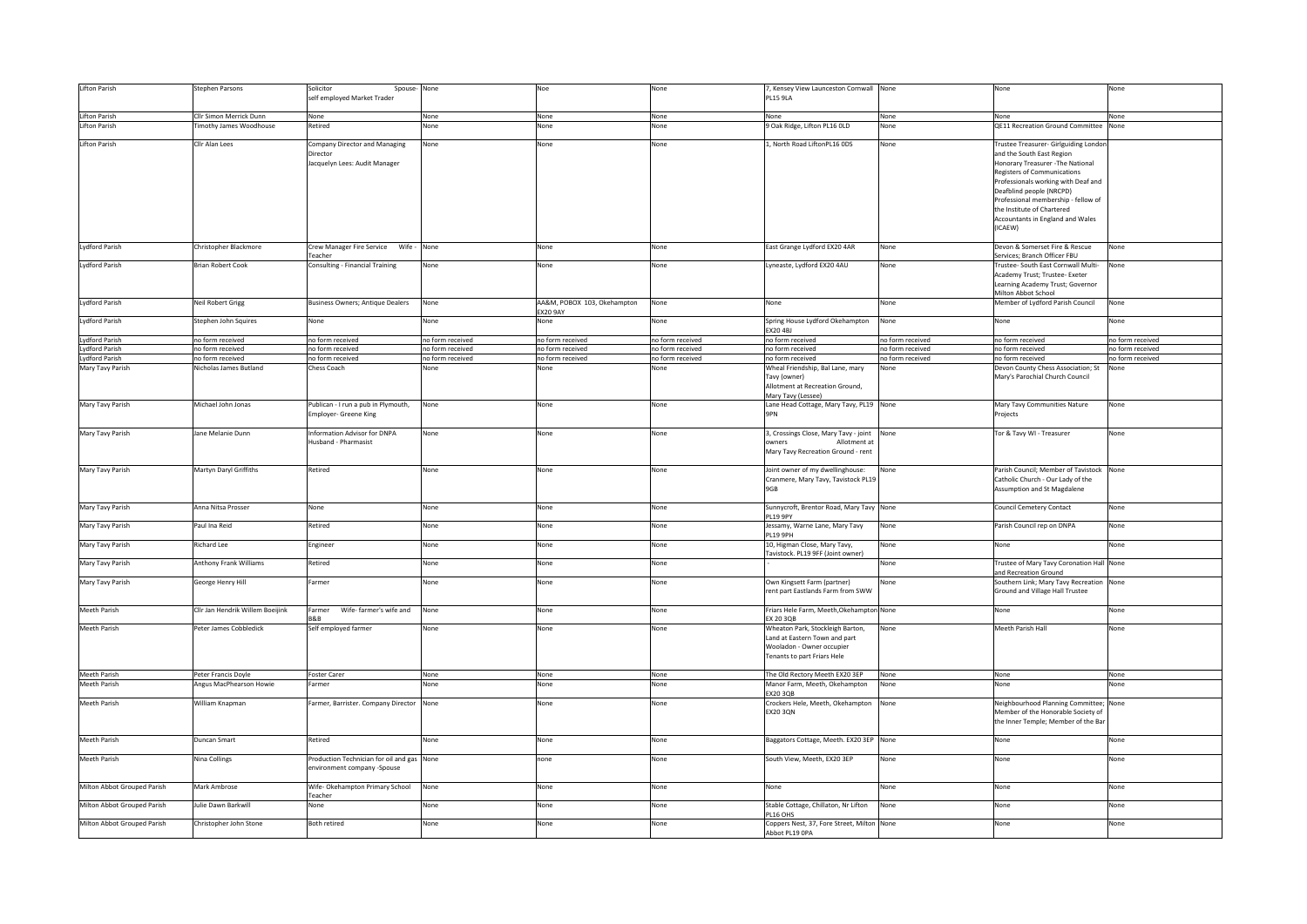| Lifton Parish | Stephen Parsons | Solicitor Spouse- self employed Market Trader | None | Noe | None | 7, Kensey View Launceston Cornwall PL15 9LA | None | None | None |
|---|---|---|---|---|---|---|---|---|---|
| Lifton Parish | Cllr Simon Merrick Dunn | None | None | None | None | None | None | None | None |
| Lifton Parish | Timothy James Woodhouse | Retired | None | None | None | 9 Oak Ridge, Lifton PL16 0LD | None | QE11 Recreation Ground Committee | None |
| Lifton Parish | Cllr Alan Lees | Company Director and Managing Director Jacquelyn Lees: Audit Manager | None | None | None | 1, North Road LiftonPL16 0DS | None | Trustee Treasurer- Girlguiding London and the South East Region Honorary Treasurer -The National Registers of Communications Professionals working with Deaf and Deafblind people (NRCPD) Professional membership - fellow of the Institute of Chartered Accountants in England and Wales (ICAEW) | |
| Lydford Parish | Christopher Blackmore | Crew Manager Fire Service Wife - Teacher | None | None | None | East Grange Lydford EX20 4AR | None | Devon & Somerset Fire & Rescue Services; Branch Officer FBU | None |
| Lydford Parish | Brian Robert Cook | Consulting - Financial Training | None | None | None | Lyneaste, Lydford EX20 4AU | None | Trustee- South East Cornwall Multi-Academy Trust; Trustee- Exeter Learning Academy Trust; Governor Milton Abbot School | None |
| Lydford Parish | Neil Robert Grigg | Business Owners; Antique Dealers | None | AA&M, POBOX 103, Okehampton EX20 9AY | None | None | None | Member of Lydford Parish Council | None |
| Lydford Parish | Stephen John Squires | None | None | None | None | Spring House Lydford Okehampton EX20 4BJ | None | None | None |
| Lydford Parish | no form received | no form received | no form received | no form received | no form received | no form received | no form received | no form received | no form received |
| Lydford Parish | no form received | no form received | no form received | no form received | no form received | no form received | no form received | no form received | no form received |
| Lydford Parish | no form received | no form received | no form received | no form received | no form received | no form received | no form received | no form received | no form received |
| Mary Tavy Parish | Nicholas James Butland | Chess Coach | None | None | None | Wheal Friendship, Bal Lane, mary Tavy (owner) Allotment at Recreation Ground, Mary Tavy (Lessee) | None | Devon County Chess Association; St Mary's Parochial Church Council | None |
| Mary Tavy Parish | Michael John Jonas | Publican - I run a pub in Plymouth, Employer- Greene King | None | None | None | Lane Head Cottage, Mary Tavy, PL19 9PN | None | Mary Tavy Communities Nature Projects | None |
| Mary Tavy Parish | Jane Melanie Dunn | Information Advisor for DNPA Husband - Pharmasist | None | None | None | 3, Crossings Close, Mary Tavy - joint owners Allotment at Mary Tavy Recreation Ground - rent | None | Tor & Tavy WI - Treasurer | None |
| Mary Tavy Parish | Martyn Daryl Griffiths | Retired | None | None | None | Joint owner of my dwellinghouse: Cranmere, Mary Tavy, Tavistock PL19 9GB | None | Parish Council; Member of Tavistock Catholic Church - Our Lady of the Assumption and St Magdalene | None |
| Mary Tavy Parish | Anna Nitsa Prosser | None | None | None | None | Sunnycroft, Brentor Road, Mary Tavy PL19 9PY | None | Council Cemetery Contact | None |
| Mary Tavy Parish | Paul Ina Reid | Retired | None | None | None | Jessamy, Warne Lane, Mary Tavy PL19 9PH | None | Parish Council rep on DNPA | None |
| Mary Tavy Parish | Richard Lee | Engineer | None | None | None | 10, Higman Close, Mary Tavy, Tavistock. PL19 9FF (Joint owner) | None | None | None |
| Mary Tavy Parish | Anthony Frank Williams | Retired | None | None | None | - | None | Trustee of Mary Tavy Coronation Hall and Recreation Ground | None |
| Mary Tavy Parish | George Henry Hill | Farmer | None | None | None | Own Kingsett Farm (partner) rent part Eastlands Farm from SWW | None | Southern Link; Mary Tavy Recreation Ground and Village Hall Trustee | None |
| Meeth Parish | Cllr Jan Hendrik Willem Boeijink | Farmer Wife- farmer's wife and B&B | None | None | None | Friars Hele Farm, Meeth,Okehampton EX 20 3QB | None | None | None |
| Meeth Parish | Peter James Cobbledick | Self employed farmer | None | None | None | Wheaton Park, Stockleigh Barton, Land at Eastern Town and part Wooladon - Owner occupier Tenants to part Friars Hele | None | Meeth Parish Hall | None |
| Meeth Parish | Peter Francis Doyle | Foster Carer | None | None | None | The Old Rectory Meeth EX20 3EP | None | None | None |
| Meeth Parish | Angus MacPhearson Howie | Farmer | None | None | None | Manor Farm, Meeth, Okehampton EX20 3QB | None | None | None |
| Meeth Parish | William Knapman | Farmer, Barrister. Company Director | None | None | None | Crockers Hele, Meeth, Okehampton EX20 3QN | None | Neighbourhood Planning Committee; Member of the Honorable Society of the Inner Temple; Member of the Bar | None |
| Meeth Parish | Duncan Smart | Retired | None | None | None | Baggators Cottage, Meeth. EX20 3EP | None | None | None |
| Meeth Parish | Nina Collings | Production Technician for oil and gas environment company -Spouse | None | none | None | South View, Meeth, EX20 3EP | None | None | None |
| Milton Abbot Grouped Parish | Mark Ambrose | Wife- Okehampton Primary School Teacher | None | None | None | None | None | None | None |
| Milton Abbot Grouped Parish | Julie Dawn Barkwill | None | None | None | None | Stable Cottage, Chillaton, Nr Lifton PL16 OHS | None | None | None |
| Milton Abbot Grouped Parish | Christopher John Stone | Both retired | None | None | None | Coppers Nest, 37, Fore Street, Milton Abbot PL19 0PA | None | None | None |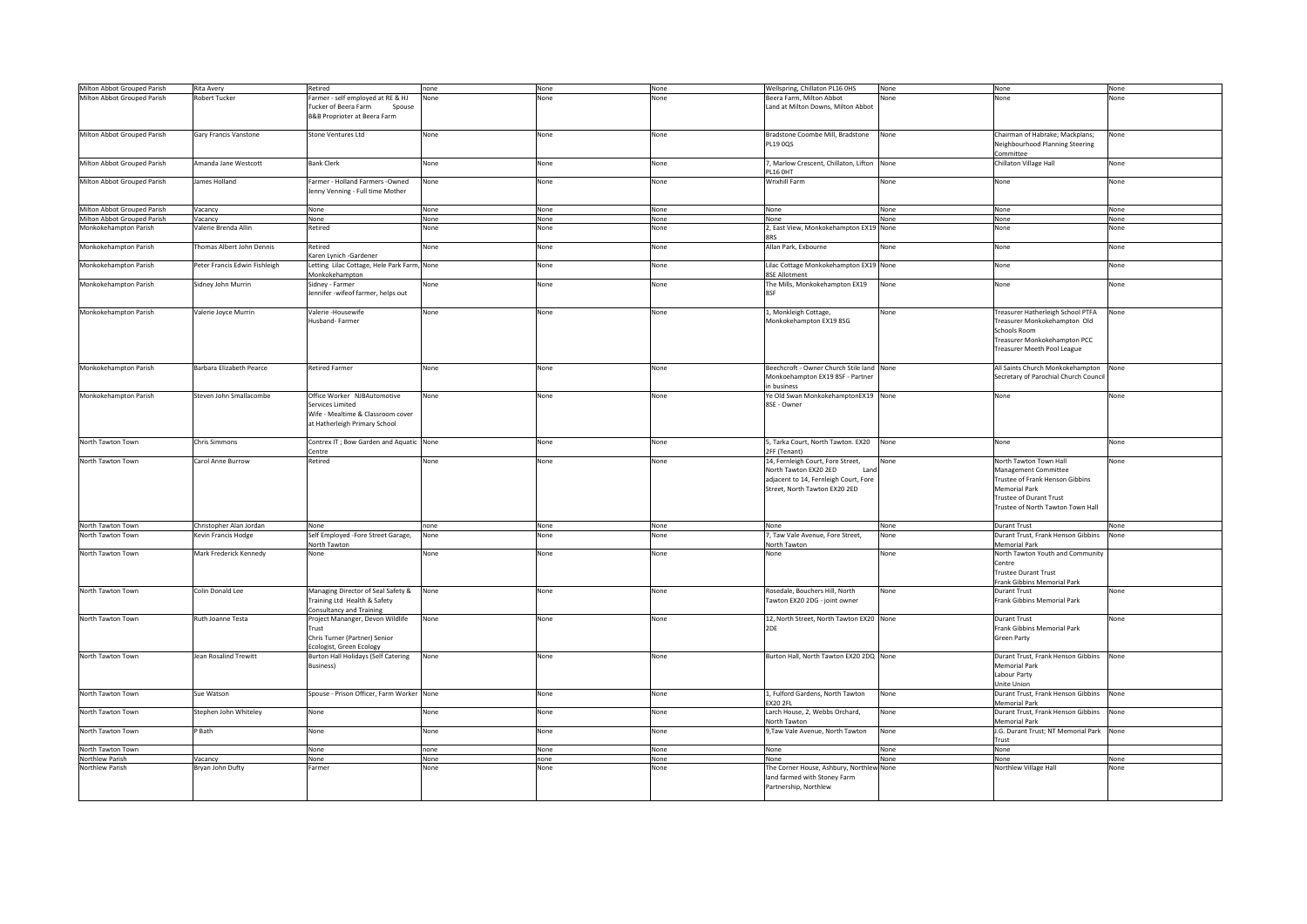| Milton Abbot Grouped Parish | Rita Avery | Retired | none | None | None | Wellspring, Chillaton PL16 0HS | None | None | None |
|---|---|---|---|---|---|---|---|---|---|
| Milton Abbot Grouped Parish | Robert Tucker | Farmer - self employed at RE & HJ Tucker of Beera Farm Spouse B&B Proprioter at Beera Farm | None | None | None | Beera Farm, Milton Abbot Land at Milton Downs, Milton Abbot | None | None | None |
| Milton Abbot Grouped Parish | Gary Francis Vanstone | Stone Ventures Ltd | None | None | None | Bradstone Coombe Mill, Bradstone PL19 0QS | None | Chairman of Habrake; Mackplans; Neighbourhood Planning Steering Committee | None |
| Milton Abbot Grouped Parish | Amanda Jane Westcott | Bank Clerk | None | None | None | 7, Marlow Crescent, Chillaton, Lifton PL16 0HT | None | Chillaton Village Hall | None |
| Milton Abbot Grouped Parish | James Holland | Farmer - Holland Farmers -Owned Jenny Venning - Full time Mother | None | None | None | Wrixhill Farm | None | None | None |
| Milton Abbot Grouped Parish | Vacancy | None | None | None | None | None | None | None | None |
| Milton Abbot Grouped Parish | Vacancy | None | None | None | None | None | None | None | None |
| Monkokehampton Parish | Valerie Brenda Allin | Retired | None | None | None | 2, East View, Monkokehampton EX19 8RS | None | None | None |
| Monkokehampton Parish | Thomas Albert John Dennis | Retired Karen Lynich -Gardener | None | None | None | Allan Park, Exbourne | None | None | None |
| Monkokehampton Parish | Peter Francis Edwin Fishleigh | Letting Lilac Cottage, Hele Park Farm, Monkokehampton | None | None | None | Lilac Cottage Monkokehampton EX19 8SE Allotment | None | None | None |
| Monkokehampton Parish | Sidney John Murrin | Sidney - Farmer Jennifer -wifeof farmer, helps out | None | None | None | The Mills, Monkokehampton EX19 8SF | None | None | None |
| Monkokehampton Parish | Valerie Joyce Murrin | Valerie -Housewife Husband- Farmer | None | None | None | 1, Monkleigh Cottage, Monkokehampton EX19 8SG | None | Treasurer Hatherleigh School PTFA Treasurer Monkokehampton Old Schools Room Treasurer Monkokehampton PCC Treasurer Meeth Pool League | None |
| Monkokehampton Parish | Barbara Elizabeth Pearce | Retired Farmer | None | None | None | Beechcroft - Owner Church Stile land Monkoehampton EX19 8SF - Partner in business | None | All Saints Church Monkokehampton Secretary of Parochial Church Council | None |
| Monkokehampton Parish | Steven John Smallacombe | Office Worker NJBAutomotive Services Limited Wife - Mealtime & Classroom cover at Hatherleigh Primary School | None | None | None | Ye Old Swan MonkokehamptonEX19 8SE - Owner | None | None | None |
| North Tawton Town | Chris Simmons | Contrex IT ; Bow Garden and Aquatic Centre | None | None | None | 5, Tarka Court, North Tawton. EX20 2FF (Tenant) | None | None | None |
| North Tawton Town | Carol Anne Burrow | Retired | None | None | None | 14, Fernleigh Court, Fore Street, North Tawton EX20 2ED Land adjacent to 14, Fernleigh Court, Fore Street, North Tawton EX20 2ED | None | North Tawton Town Hall Management Committee Trustee of Frank Henson Gibbins Memorial Park Trustee of Durant Trust Trustee of North Tawton Town Hall | None |
| North Tawton Town | Christopher Alan Jordan | None | none | None | None | None | None | Durant Trust | None |
| North Tawton Town | Kevin Francis Hodge | Self Employed -Fore Street Garage, North Tawton | None | None | None | 7, Taw Vale Avenue, Fore Street, North Tawton | None | Durant Trust, Frank Henson Gibbins Memorial Park | None |
| North Tawton Town | Mark Frederick Kennedy | None | None | None | None | None | None | North Tawton Youth and Community Centre Trustee Durant Trust Frank Gibbins Memorial Park | |
| North Tawton Town | Colin Donald Lee | Managing Director of Seal Safety & Training Ltd Health & Safety Consultancy and Training | None | None | None | Rosedale, Bouchers Hill, North Tawton EX20 2DG - joint owner | None | Durant Trust Frank Gibbins Memorial Park | None |
| North Tawton Town | Ruth Joanne Testa | Project Mananger, Devon Wildlife Trust Chris Turner (Partner) Senior Ecologist, Green Ecology | None | None | None | 12, North Street, North Tawton EX20 2DE | None | Durant Trust Frank Gibbins Memorial Park Green Party | None |
| North Tawton Town | Jean Rosalind Trewitt | Burton Hall Holidays (Self Catering Business) | None | None | None | Burton Hall, North Tawton EX20 2DQ | None | Durant Trust, Frank Henson Gibbins Memorial Park Labour Party Unite Union | None |
| North Tawton Town | Sue Watson | Spouse - Prison Officer, Farm Worker | None | None | None | 1, Fulford Gardens, North Tawton EX20 2FL | None | Durant Trust, Frank Henson Gibbins Memorial Park | None |
| North Tawton Town | Stephen John Whiteley | None | None | None | None | Larch House, 2, Webbs Orchard, North Tawton | None | Durant Trust, Frank Henson Gibbins Memorial Park | None |
| North Tawton Town | P Bath | None | None | None | None | 9,Taw Vale Avenue, North Tawton | None | J.G. Durant Trust; NT Memorial Park Trust | None |
| North Tawton Town | | None | none | None | None | None | None | None | |
| Northlew Parish | Vacancy | None | None | none | None | None | None | None | None |
| Northlew Parish | Bryan John Dufty | Farmer | None | None | None | The Corner House, Ashbury, Northlew land farmed with Stoney Farm Partnership, Northlew | None | Northlew Village Hall | None |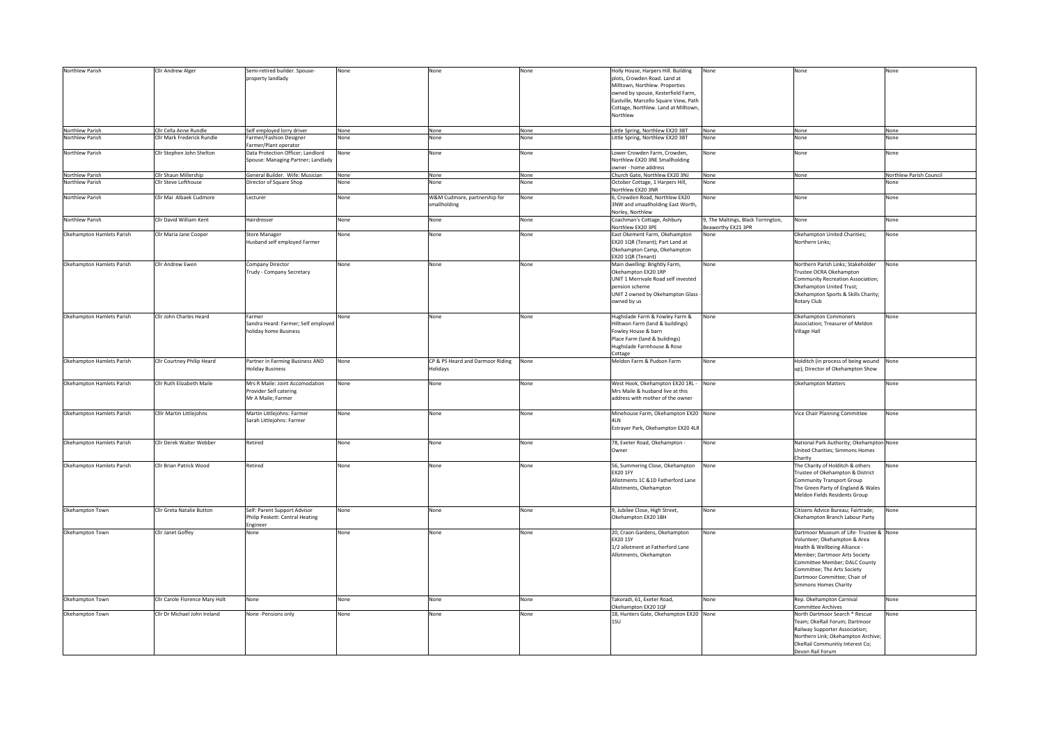| Northlew Parish | Cllr Andrew Alger | Semi-retired builder. Spouse- property landlady | None | None | None | Holly House, Harpers Hill. Building plots, Crowden Road. Land at Milltown, Northlew. Properties owned by spouse, Kesterfield Farm, Eastville, Marcello Square View, Path Cottage, Northlew. Land at Milltown, Northlew | None | None | None |
|---|---|---|---|---|---|---|---|---|---|
| Northlew Parish | Cllr Cella Anne Rundle | Self employed lorry driver | None | None | None | Little Spring, Northlew EX20 3BT | None | None | None |
| Northlew Parish | Cllr Mark Frederick Rundle | Farmer/Fashion Designer Farmer/Plant operator | None | None | None | Little Spring, Northlew EX20 3BT | None | None | None |
| Northlew Parish | Cllr Stephen John Shelton | Data Protection Officer; Landlord Spouse: Managing Partner; Landlady | None | None | None | Lower Crowden Farm, Crowden, Northlew EX20 3NE Smallholding owner - home address | None | None | None |
| Northlew Parish | Cllr Shaun Millership | General Builder. Wife: Musician | None | None | None | Church Gate, Northlew EX20 3NJ | None | None | Northlew Parish Council |
| Northlew Parish | Cllr Steve Lofthouse | Director of Square Shop | None | None | None | October Cottage, 1 Harpers Hill, Northlew EX20 3NR | None | | None |
| Northlew Parish | Cllr Mai Albaek Cudmore | Lecturer | None | W&M Cudmore, partnership for smallholding | None | 6, Crowden Road, Northlew EX20 3NW and smaallholding East Worth, Norley, Northlew | None | None | None |
| Northlew Parish | Cllr David William Kent | Hairdresser | None | None | None | Coachman's Cottage, Ashbury Northlew EX20 3PE | 9, The Maltings, Black Torrington, Beaworthy EX21 3PR | None | None |
| Okehampton Hamlets Parish | Cllr Maria Jane Cooper | Store Manager Husband self employed Farmer | None | None | None | East Okement Farm, Okehampton EX20 1QR (Tenant); Part Land at Okehampton Camp, Okehampton EX20 1QR (Tenant) | None | Okehampton United Charities; Northern Links; | None |
| Okehampton Hamlets Parish | Cllr Andrew Ewen | Company Director Trudy - Company Secretary | None | None | None | Main dwelling: Brightly Farm, Okehampton EX20 1RP UNIT 1 Merrivale Road self invested pension scheme UNIT 2 owned by Okehampton Glass - owned by us | None | Northern Parish Links; Stakeholder Trustee OCRA Okehampton Community Recreation Association; Okehampton United Trust; Okehampton Sports & Skills Charity; Rotary Club | None |
| Okehampton Hamlets Parish | Cllr John Charles Heard | Farmer Sandra Heard: Farmer; Self employed holiday home Business | None | None | None | Hughslade Farm & Fowley Farm & Hilltwon Farm (land & buildings) Fowley House & barn Place Farm (land & buildings) Hughslade Farmhouse & Rose Cottage | None | Okehampton Commoners Association; Treasurer of Meldon Village Hall | None |
| Okehampton Hamlets Parish | Cllr Courtney Philip Heard | Partner in Farming Business AND Holiday Business | None | CP & PS Heard and Darmoor Riding Holidays | None | Meldon Farm & Pudson Farm | None | Holditch (in process of being wound up); Director of Okehampton Show | None |
| Okehampton Hamlets Parish | Cllr Ruth Elizabeth Maile | Mrs R Maile: Joint Accomodation Provider Self catering Mr A Maile; Farmer | None | None | None | West Hook, Okehampton EX20 1RL - Mrs Maile & husband live at this address with mother of the owner | None | Okehampton Matters | None |
| Okehampton Hamlets Parish | Clllr Martin Littlejohns | Martin Littlejohns: Farmer Sarah Littlejohns: Farmer | None | None | None | Minehouse Farm, Okehampton EX20 4LN Estrayer Park, Okehampton EX20 4LR | None | Vice Chair Planning Committee | None |
| Okehampton Hamlets Parish | Cllr Derek Walter Webber | Retired | None | None | None | 78, Exeter Road, Okehampton - Owner | None | National Park Authority; Okehampton United Charities; Simmons Homes Charity | None |
| Okehampton Hamlets Parish | Cllr Brian Patrick Wood | Retired | None | None | None | 56, Summering Close, Okehampton EX20 1FY Allotments 1C &1D Fatherford Lane Allotments, Okehampton | None | The Charity of Holditch & others Trustee of Okehampton & District Community Transport Group The Green Party of England & Wales Meldon Fields Residents Group | None |
| Okehampton Town | Cllr Greta Natalie Button | Self: Parent Support Advisor Philip Peskett: Central Heating Engineer | None | None | None | 9, Jubilee Close, High Street, Okehampton EX20 1BH | None | Citizens Advice Bureau; Fairtrade; Okehampton Branch Labour Party | None |
| Okehampton Town | Cllr Janet Goffey | None | None | None | None | 20, Craon Gardens, Okehampton EX20 1SY 1/2 allotment at Fatherford Lane Allotments, Okehampton | None | Dartmoor Museum of Life- Trustee & Volunteer; Okehampton & Area Health & Wellbeing Alliance - Member; Dartmoor Arts Society Committee Member; DALC County Committee; The Arts Society Dartmoor Committee; Chair of Simmons Homes Charity | None |
| Okehampton Town | Cllr Carole Florence Mary Holt | None | None | None | None | Takoradi, 61, Exeter Road, Okehampton EX20 1QF | None | Rep. Okehampton Carnival Committee Archives | None |
| Okehampton Town | Cllr Dr Michael John Ireland | None -Pensions only | None | None | None | 18, Hunters Gate, Okehampton EX20 1SU | None | North Dartmoor Search * Rescue Team; OkeRail Forum; Dartmoor Railway Supporter Association; Northern Link; Okehampton Archive; OkeRail Communitiy Interest Co; Devon Rail Forum | None |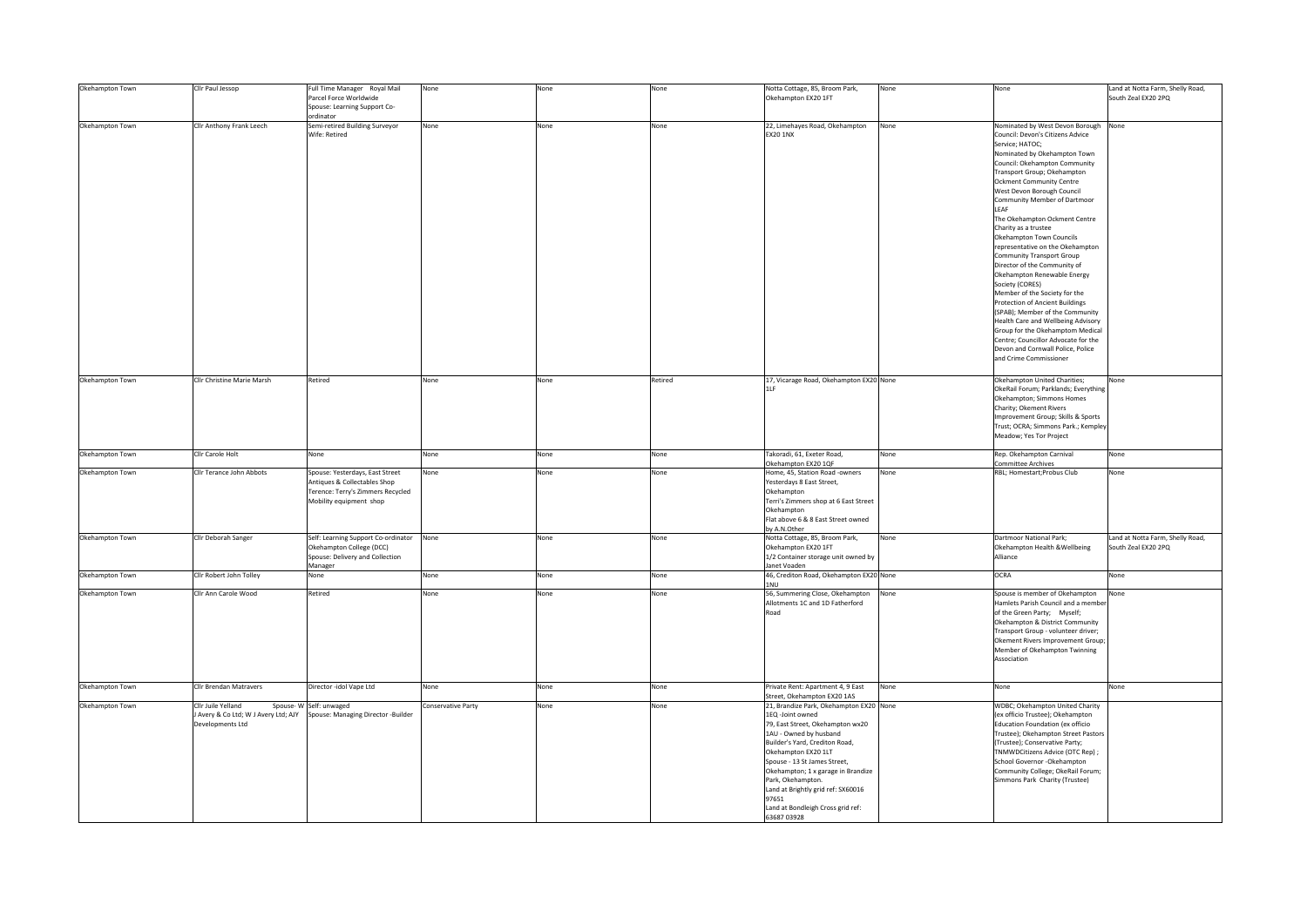| Okehampton Town | Cllr Paul Jessop | Full Time Manager Royal Mail Parcel Force Worldwide Spouse: Learning Support Co-ordinator | None | None | None | Notta Cottage, 85, Broom Park, Okehampton EX20 1FT | None | None | Land at Notta Farm, Shelly Road, South Zeal EX20 2PQ |
|---|---|---|---|---|---|---|---|---|---|
| Okehampton Town | Cllr Anthony Frank Leech | Semi-retired Building Surveyor Wife: Retired | None | None | None | 22, Limehayes Road, Okehampton EX20 1NX | None | Nominated by West Devon Borough Council: Devon's Citizens Advice Service; HATOC; Nominated by Okehampton Town Council: Okehampton Community Transport Group; Okehampton Ockment Community Centre West Devon Borough Council Community Member of Dartmoor LEAF The Okehampton Ockment Centre Charity as a trustee Okehampton Town Councils representative on the Okehampton Community Transport Group Director of the Community of Okehampton Renewable Energy Society (CORES) Member of the Society for the Protection of Ancient Buildings (SPAB); Member of the Community Health Care and Wellbeing Advisory Group for the Okehamptom Medical Centre; Councillor Advocate for the Devon and Cornwall Police, Police and Crime Commissioner | None |
| Okehampton Town | Cllr Christine Marie Marsh | Retired | None | None | Retired | 17, Vicarage Road, Okehampton EX20 1LF | None | Okehampton United Charities; OkeRail Forum; Parklands; Everything Okehampton; Simmons Homes Charity; Okement Rivers Improvement Group; Skills & Sports Trust; OCRA; Simmons Park.; Kempley Meadow; Yes Tor Project | None |
| Okehampton Town | Cllr Carole Holt | None | None | None | None | Takoradi, 61, Exeter Road, Okehampton EX20 1QF | None | Rep. Okehampton Carnival Committee Archives | None |
| Okehampton Town | Cllr Terance John Abbots | Spouse: Yesterdays, East Street Antiques & Collectables Shop Terence: Terry's Zimmers Recycled Mobility equipment shop | None | None | None | Home, 45, Station Road -owners Yesterdays 8 East Street, Okehampton Terri's Zimmers shop at 6 East Street Okehampton Flat above 6 & 8 East Street owned by A.N.Other | None | RBL; Homestart;Probus Club | None |
| Okehampton Town | Cllr Deborah Sanger | Self: Learning Support Co-ordinator Okehampton College (DCC) Spouse: Delivery and Collection Manager | None | None | None | Notta Cottage, 85, Broom Park, Okehampton EX20 1FT 1/2 Container storage unit owned by Janet Voaden | None | Dartmoor National Park; Okehampton Health &Wellbeing Alliance | Land at Notta Farm, Shelly Road, South Zeal EX20 2PQ |
| Okehampton Town | Cllr Robert John Tolley | None | None | None | None | 46, Crediton Road, Okehampton EX20 1NU | None | OCRA | None |
| Okehampton Town | Cllr Ann Carole Wood | Retired | None | None | None | 56, Summering Close, Okehampton Allotments 1C and 1D Fatherford Road | None | Spouse is member of Okehampton Hamlets Parish Council and a member of the Green Party; Myself; Okehampton & District Community Transport Group - volunteer driver; Okement Rivers Improvement Group; Member of Okehampton Twinning Association | None |
| Okehampton Town | Cllr Brendan Matravers | Director -idol Vape Ltd | None | None | None | Private Rent: Apartment 4, 9 East Street, Okehampton EX20 1AS | None | None | None |
| Okehampton Town | Cllr Juile Yelland Spouse- W J Avery & Co Ltd; W J Avery Ltd; AJY Developments Ltd | Self: unwaged Spouse: Managing Director -Builder | Conservative Party | None | None | 21, Brandize Park, Okehampton EX20 1EQ -Joint owned 79, East Street, Okehampton wx20 1AU - Owned by husband Builder's Yard, Crediton Road, Okehampton EX20 1LT Spouse - 13 St James Street, Okehampton; 1 x garage in Brandize Park, Okehampton. Land at Brightly grid ref: SX60016 97651 Land at Bondleigh Cross grid ref: 63687 03928 | None | WDBC; Okehampton United Charity (ex officio Trustee); Okehampton Education Foundation (ex officio Trustee); Okehampton Street Pastors (Trustee); Conservative Party; TNMWDCitizens Advice (OTC Rep) ; School Governor -Okehampton Community College; OkeRail Forum; Simmons Park Charity (Trustee) | |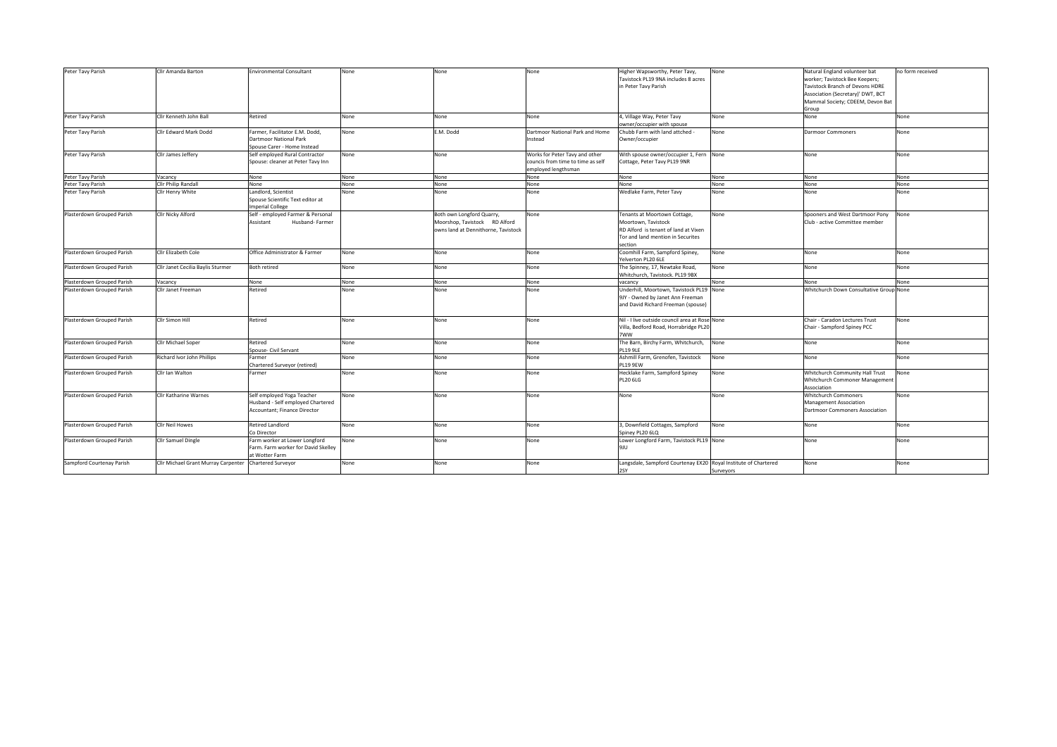| | | | | | | | | | |
|---|---|---|---|---|---|---|---|---|---|
| Peter Tavy Parish | Cllr Amanda Barton | Environmental Consultant | None | None | None | Higher Wapsworthy, Peter Tavy, Tavistock PL19 9NA includes 8 acres in Peter Tavy Parish | None | Natural England volunteer bat worker; Tavistock Bee Keepers; Tavistock Branch of Devons HDRE Association (Secretary)' DWT, BCT Mammal Society; CDEEM, Devon Bat Group | no form received |
| Peter Tavy Parish | Cllr Kenneth John Ball | Retired | None | None | None | 4, Village Way, Peter Tavy owner/occupier with spouse | None | None | None |
| Peter Tavy Parish | Cllr Edward Mark Dodd | Farmer, Facilitator E.M. Dodd, Dartmoor National Park Spouse Carer - Home Instead | None | E.M. Dodd | Dartmoor National Park and Home Instead | Chubb Farm with land attched - Owner/occupier | None | Darmoor Commoners | None |
| Peter Tavy Parish | Cllr James Jeffery | Self employed Rural Contractor Spouse: cleaner at Peter Tavy Inn | None | None | Works for Peter Tavy and other councis from time to time as self employed lengthsman | With spouse owner/occupier 1, Fern Cottage, Peter Tavy PL19 9NR | None | None | None |
| Peter Tavy Parish | Vacancy | None | None | None | None | None | None | None | None |
| Peter Tavy Parish | Cllr Philip Randall | None | None | None | None | None | None | None | None |
| Peter Tavy Parish | Cllr Henry White | Landlord, Scientist Spouse Scientific Text editor at Imperial College | None | None | None | Wedlake Farm, Peter Tavy | None | None | None |
| Plasterdown Grouped Parish | Cllr Nicky Alford | Self - employed Farmer & Personal Assistant Husband- Farmer | | Both own Longford Quarry, Moorshop, Tavistock RD Alford owns land at Dennithorne, Tavistock | None | Tenants at Moortown Cottage, Moortown, Tavistock RD Alford is tenant of land at Vixen Tor and land mention in Securites section | None | Spooners and West Dartmoor Pony Club - active Committee member | None |
| Plasterdown Grouped Parish | Cllr Elizabeth Cole | Office Administrator & Farmer | None | None | None | Coomhill Farm, Sampford Spiney, Yelverton PL20 6LE | None | None | None |
| Plasterdown Grouped Parish | Cllr Janet Cecilia Baylis Sturmer | Both retired | None | None | None | The Spinney, 17, Newtake Road, Whitchurch, Tavistock. PL19 9BX | None | None | None |
| Plasterdown Grouped Parish | Vacancy | None | None | None | None | vacancy | None | None | None |
| Plasterdown Grouped Parish | Cllr Janet Freeman | Retired | None | None | None | Underhill, Moortown, Tavistock PL19 9JY - Owned by Janet Ann Freeman and David Richard Freeman (spouse) | None | Whitchurch Down Consultative Group | None |
| Plasterdown Grouped Parish | Cllr Simon Hill | Retired | None | None | None | Nil - I live outside council area at Rose Villa, Bedford Road, Horrabridge PL20 7WW | None | Chair - Caradon Lectures Trust Chair - Sampford Spiney PCC | None |
| Plasterdown Grouped Parish | Cllr Michael Soper | Retired Spouse- Civil Servant | None | None | None | The Barn, Birchy Farm, Whitchurch, PL19 9LE | None | None | None |
| Plasterdown Grouped Parish | Richard Ivor John Phillips | Farmer Chartered Surveyor (retired) | None | None | None | Ashmill Farm, Grenofen, Tavistock PL19 9EW | None | None | None |
| Plasterdown Grouped Parish | Cllr Ian Walton | Farmer | None | None | None | Hecklake Farm, Sampford Spiney PL20 6LG | None | Whitchurch Community Hall Trust Whitchurch Commoner Management Association | None |
| Plasterdown Grouped Parish | Cllr Katharine Warnes | Self employed Yoga Teacher Husband - Self employed Chartered Accountant; Finance Director | None | None | None | None | None | Whitchurch Commoners Management Association Dartmoor Commoners Association | None |
| Plasterdown Grouped Parish | Cllr Neil Howes | Retired Landlord Co Director | None | None | None | 3, Downfield Cottages, Sampford Spiney PL20 6LQ | None | None | None |
| Plasterdown Grouped Parish | Cllr Samuel Dingle | Farm worker at Lower Longford Farm. Farm worker for David Skelley at Wotter Farm | None | None | None | Lower Longford Farm, Tavistock PL19 9JU | None | None | None |
| Sampford Courtenay Parish | Cllr Michael Grant Murray Carpenter | Chartered Surveyor | None | None | None | Langsdale, Sampford Courtenay EX20 2SY | Royal Institute of Chartered Surveyors | None | None |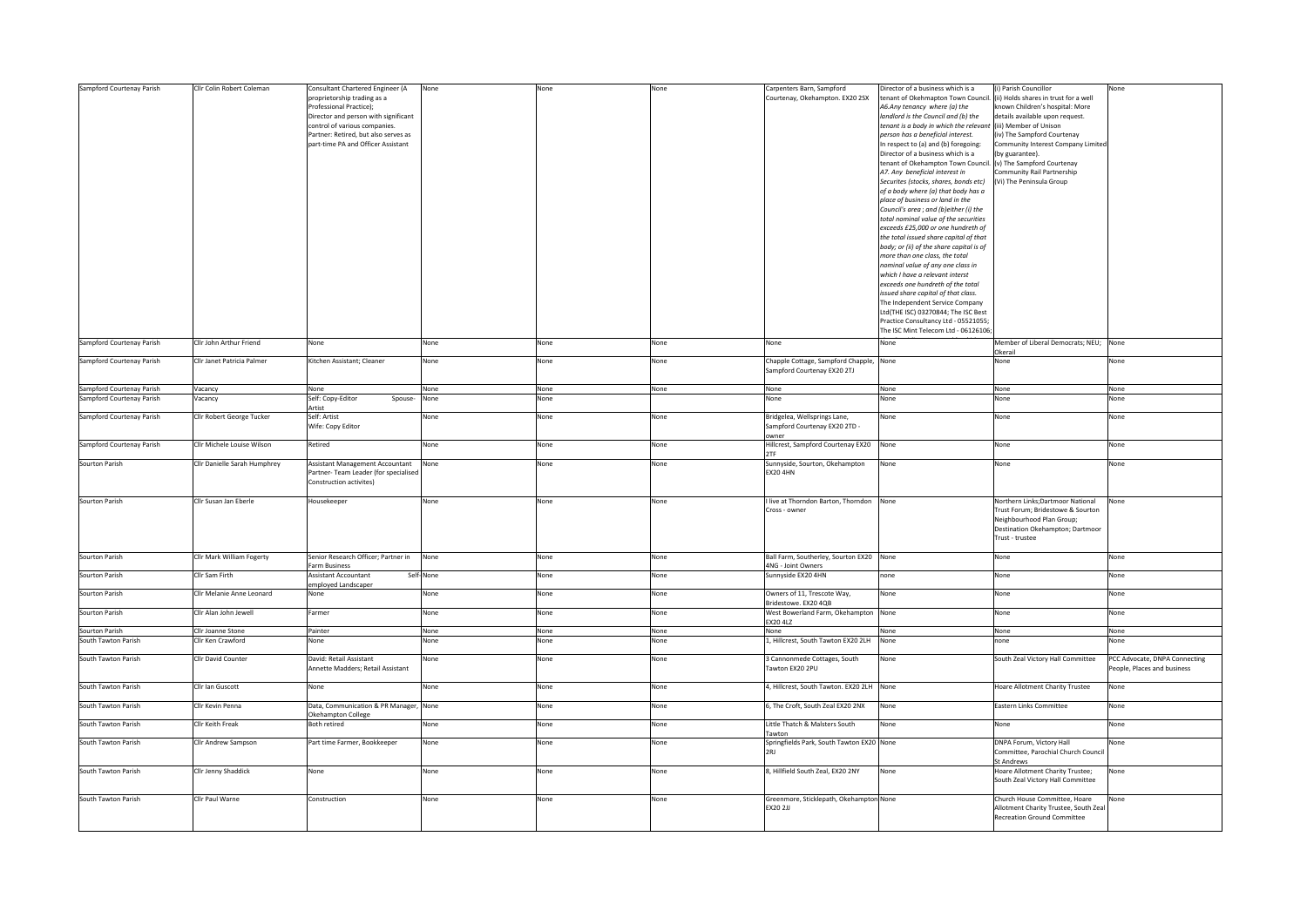| Sampford Courtenay Parish | Cllr Colin Robert Coleman | Consultant Chartered Engineer (A proprietorship trading as a Professional Practice); Director and person with significant control of various companies. Partner: Retired, but also serves as part-time PA and Officer Assistant | None | None | None | Carpenters Barn, Sampford Courtenay, Okehampton. EX20 2SX | Director of a business which is a tenant of Okehampton Town Council. *A6.Any tenancy where (a) the landlord is the Council and (b) the tenant is a body in which the relevant person has a beneficial interest.* In respect to (a) and (b) foregoing: Director of a business which is a tenant of Okehampton Town Council. *A7. Any beneficial interest in Securites (stocks, shares, bonds etc) of a body where (a) that body has a place of business or land in the Council's area ; and (b)either (i) the total nominal value of the securities exceeds £25,000 or one hundreth of the total issued share capital of that body; or (ii) of the share capital is of more than one class, the total nominal value of any one class in which I have a relevant interst exceeds one hundreth of the total issued share capital of that class.* The Independent Service Company Ltd(THE ISC) 03270844; The ISC Best Practice Consultancy Ltd - 05521055; The ISC Mint Telecom Ltd - 06126106; | (i) Parish Councillor (ii) Holds shares in trust for a well known Children's hospital: More details available upon request. (iii) Member of Unison (iv) The Sampford Courtenay Community Interest Company Limited (by guarantee). (v) The Sampford Courtenay Community Rail Partnership (Vi) The Peninsula Group | None |
|---|---|---|---|---|---|---|---|---|---|
| Sampford Courtenay Parish | Cllr John Arthur Friend | None | None | None | None | None | None | Member of Liberal Democrats; NEU; Okerail | None |
| Sampford Courtenay Parish | Cllr Janet Patricia Palmer | Kitchen Assistant; Cleaner | None | None | None | Chapple Cottage, Sampford Chapple, Sampford Courtenay EX20 2TJ | None | None | None |
| Sampford Courtenay Parish | Vacancy | None | None | None | None | None | None | None | None |
| Sampford Courtenay Parish | Vacancy | Self: Copy-Editor Spouse- Artist | None | None | | None | None | None | None |
| Sampford Courtenay Parish | Cllr Robert George Tucker | Self: Artist Wife: Copy Editor | None | None | None | Bridgelea, Wellsprings Lane, Sampford Courtenay EX20 2TD - owner | None | None | None |
| Sampford Courtenay Parish | Cllr Michele Louise Wilson | Retired | None | None | None | Hillcrest, Sampford Courtenay EX20 2TF | None | None | None |
| Sourton Parish | Cllr Danielle Sarah Humphrey | Assistant Management Accountant Partner- Team Leader (for specialised Construction activites) | None | None | None | Sunnyside, Sourton, Okehampton EX20 4HN | None | None | None |
| Sourton Parish | Cllr Susan Jan Eberle | Housekeeper | None | None | None | I live at Thorndon Barton, Thorndon Cross - owner | None | Northern Links;Dartmoor National Trust Forum; Bridestowe & Sourton Neighbourhood Plan Group; Destination Okehampton; Dartmoor Trust - trustee | None |
| Sourton Parish | Cllr Mark William Fogerty | Senior Research Officer; Partner in Farm Business | None | None | None | Ball Farm, Southerley, Sourton EX20 4NG - Joint Owners | None | None | None |
| Sourton Parish | Cllr Sam Firth | Assistant Accountant Self-employed Landscaper | None | None | None | Sunnyside EX20 4HN | none | None | None |
| Sourton Parish | Cllr Melanie Anne Leonard | None | None | None | None | Owners of 11, Trescote Way, Bridestowe. EX20 4QB | None | None | None |
| Sourton Parish | Cllr Alan John Jewell | Farmer | None | None | None | West Bowerland Farm, Okehampton EX20 4LZ | None | None | None |
| Sourton Parish | Cllr Joanne Stone | Painter | None | None | None | None | None | None | None |
| South Tawton Parish | Cllr Ken Crawford | None | None | None | None | 1, Hillcrest, South Tawton EX20 2LH | None | none | None |
| South Tawton Parish | Cllr David Counter | David: Retail Assistant Annette Madders; Retail Assistant | None | None | None | 3 Cannonmede Cottages, South Tawton EX20 2PU | None | South Zeal Victory Hall Committee | PCC Advocate, DNPA Connecting People, Places and business |
| South Tawton Parish | Cllr Ian Guscott | None | None | None | None | 4, Hillcrest, South Tawton. EX20 2LH | None | Hoare Allotment Charity Trustee | None |
| South Tawton Parish | Cllr Kevin Penna | Data, Communication & PR Manager, Okehampton College | None | None | None | 6, The Croft, South Zeal EX20 2NX | None | Eastern Links Committee | None |
| South Tawton Parish | Cllr Keith Freak | Both retired | None | None | None | Little Thatch & Malsters South Tawton | None | None | None |
| South Tawton Parish | Cllr Andrew Sampson | Part time Farmer, Bookkeeper | None | None | None | Springfields Park, South Tawton EX20 2RJ | None | DNPA Forum, Victory Hall Committee, Parochial Church Council St Andrews | None |
| South Tawton Parish | Cllr Jenny Shaddick | None | None | None | None | 8, Hillfield South Zeal, EX20 2NY | None | Hoare Allotment Charity Trustee; South Zeal Victory Hall Committee | None |
| South Tawton Parish | Cllr Paul Warne | Construction | None | None | None | Greenmore, Sticklepath, Okehampton EX20 2JJ | None | Church House Committee, Hoare Allotment Charity Trustee, South Zeal Recreation Ground Committee | None |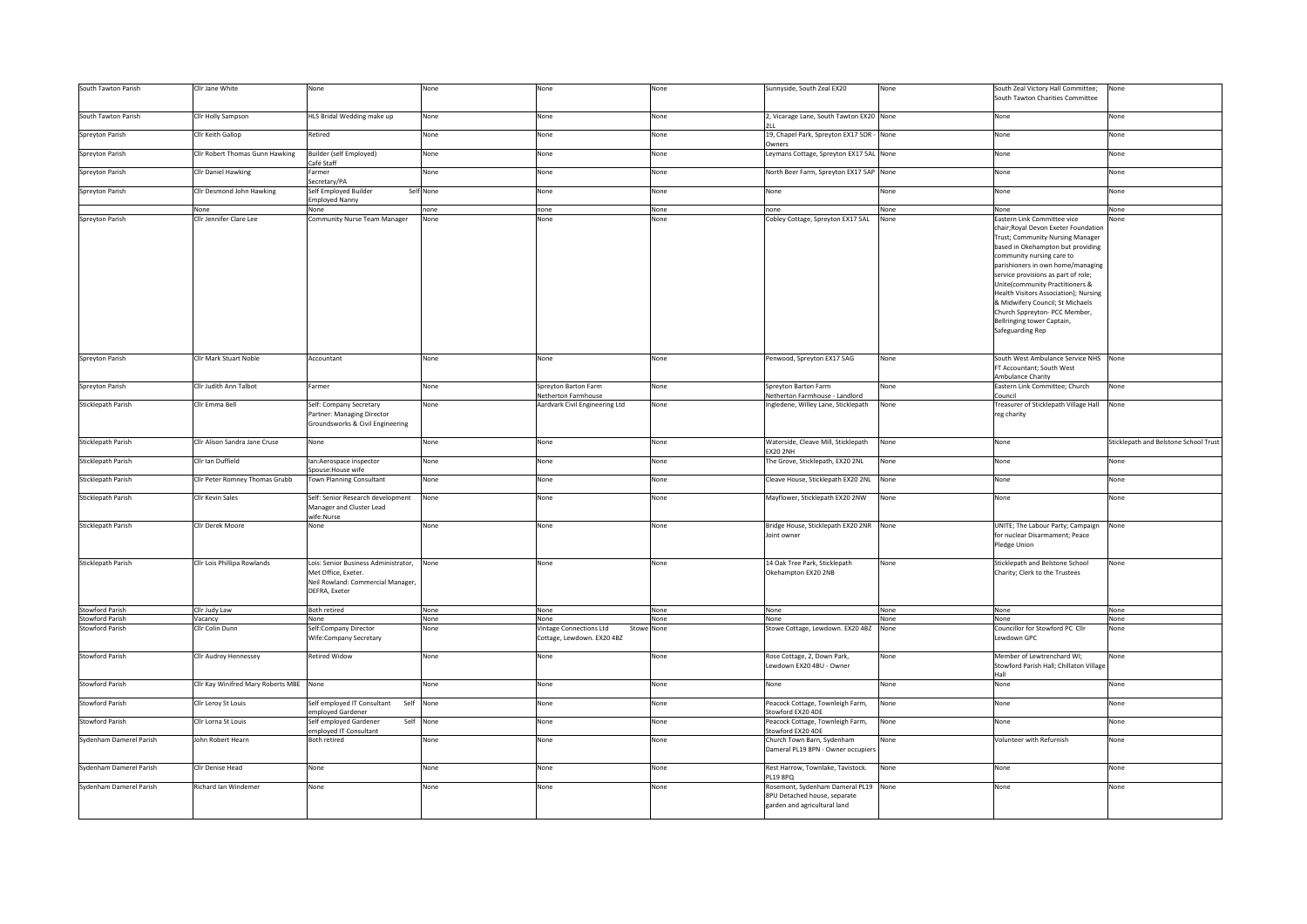| | | | | | | | | | |
|---|---|---|---|---|---|---|---|---|---|
| South Tawton Parish | Cllr Jane White | None | None | None | None | Sunnyside, South Zeal EX20 | None | South Zeal Victory Hall Committee; South Tawton Charities Committee | None |
| South Tawton Parish | Cllr Holly Sampson | HLS Bridal Wedding make up | None | None | None | 2, Vicarage Lane, South Tawton EX20 2LL | None | None | None |
| Spreyton Parish | Cllr Keith Gallop | Retired | None | None | None | 19, Chapel Park, Spreyton EX17 5DR - Owners | None | None | None |
| Spreyton Parish | Cllr Robert Thomas Gunn Hawking | Builder (self Employed) Café Staff | None | None | None | Leymans Cottage, Spreyton EX17 5AL | None | None | None |
| Spreyton Parish | Cllr Daniel Hawking | Farmer Secretary/PA | None | None | None | North Beer Farm, Spreyton EX17 5AP | None | None | None |
| Spreyton Parish | Cllr Desmond John Hawking | Self Employed Builder Employed Nanny | Self None | None | None | None | None | None | None |
| | None | None | none | none | None | none | None | None | None |
| Spreyton Parish | Cllr Jennifer Clare Lee | Community Nurse Team Manager | None | None | None | Cobley Cottage, Spreyton EX17 5AL | None | Eastern Link Committee vice chair;Royal Devon Exeter Foundation Trust; Community Nursing Manager based in Okehampton but providing community nursing care to parishioners in own home/managing service provisions as part of role; Unite(community Practitioners & Health Visitors Association); Nursing & Midwifery Council; St Michaels Church Sppreyton- PCC Member, Bellringing tower Captain, Safeguarding Rep | None |
| Spreyton Parish | Cllr Mark Stuart Noble | Accountant | None | None | None | Penwood, Spreyton EX17 5AG | None | South West Ambulance Service NHS FT Accountant; South West Ambulance Charity | None |
| Spreyton Parish | Cllr Judith Ann Talbot | Farmer | None | Spreyton Barton Farm Netherton Farmhouse | None | Spreyton Barton Farm Netherton Farmhouse - Landlord | None | Eastern Link Committee; Church Council | None |
| Sticklepath Parish | Cllr Emma Bell | Self: Company Secretary Partner: Managing Director Groundsworks & Civil Engineering | None | Aardvark Civil Engineering Ltd | None | Ingledene, Willey Lane, Sticklepath | None | Treasurer of Sticklepath Village Hall reg charity | None |
| Sticklepath Parish | Cllr Alison Sandra Jane Cruse | None | None | None | None | Waterside, Cleave Mill, Sticklepath EX20 2NH | None | None | Sticklepath and Belstone School Trust |
| Sticklepath Parish | Cllr Ian Duffield | Ian:Aerospace inspector Spouse:House wife | None | None | None | The Grove, Sticklepath, EX20 2NL | None | None | None |
| Sticklepath Parish | Cllr Peter Romney Thomas Grubb | Town Planning Consultant | None | None | None | Cleave House, Sticklepath EX20 2NL | None | None | None |
| Sticklepath Parish | Cllr Kevin Sales | Self: Senior Research development Manager and Cluster Lead wife:Nurse | None | None | None | Mayflower, Sticklepath EX20 2NW | None | None | None |
| Sticklepath Parish | Cllr Derek Moore | None | None | None | None | Bridge House, Sticklepath EX20 2NR Joint owner | None | UNITE; The Labour Party; Campaign for nuclear Disarmament; Peace Pledge Union | None |
| Sticklepath Parish | Cllr Lois Phillipa Rowlands | Lois: Senior Business Administrator, Met Office, Exeter. Neil Rowland: Commercial Manager, DEFRA, Exeter | None | None | None | 14 Oak Tree Park, Sticklepath Okehampton EX20 2NB | None | Sticklepath and Belstone School Charity; Clerk to the Trustees | None |
| Stowford Parish | Cllr Judy Law | Both retired | None | None | None | None | None | None | None |
| Stowford Parish | Vacancy | None | None | None | None | None | None | None | None |
| Stowford Parish | Cllr Colin Dunn | Self:Company Director Wife:Company Secretary | None | Vintage Connections Ltd Stowe Cottage, Lewdown. EX20 4BZ | Stowe None | Stowe Cottage, Lewdown. EX20 4BZ | None | Councillor for Stowford PC Cllr Lewdown GPC | None |
| Stowford Parish | Cllr Audrey Hennessey | Retired Widow | None | None | None | Rose Cottage, 2, Down Park, Lewdown EX20 4BU - Owner | None | Member of Lewtrenchard WI; Stowford Parish Hall; Chillaton Village Hall | None |
| Stowford Parish | Cllr Kay Winifred Mary Roberts MBE | None | None | None | None | None | None | None | None |
| Stowford Parish | Cllr Leroy St Louis | Self employed IT Consultant Self employed Gardener | Self None | None | None | Peacock Cottage, Townleigh Farm, Stowford EX20 4DE | None | None | None |
| Stowford Parish | Cllr Lorna St Louis | Self employed Gardener Self employed IT Consultant | Self None | None | None | Peacock Cottage, Townleigh Farm, Stowford EX20 4DE | None | None | None |
| Sydenham Damerel Parish | John Robert Hearn | Both retired | None | None | None | Church Town Barn, Sydenham Dameral PL19 8PN - Owner occupiers | None | Volunteer with Refurnish | None |
| Sydenham Damerel Parish | Cllr Denise Head | None | None | None | None | Rest Harrow, Townlake, Tavistock. PL19 8PQ | None | None | None |
| Sydenham Damerel Parish | Richard Ian Windemer | None | None | None | None | Rosemont, Sydenham Dameral PL19 8PU Detached house, separate garden and agricultural land | None | None | None |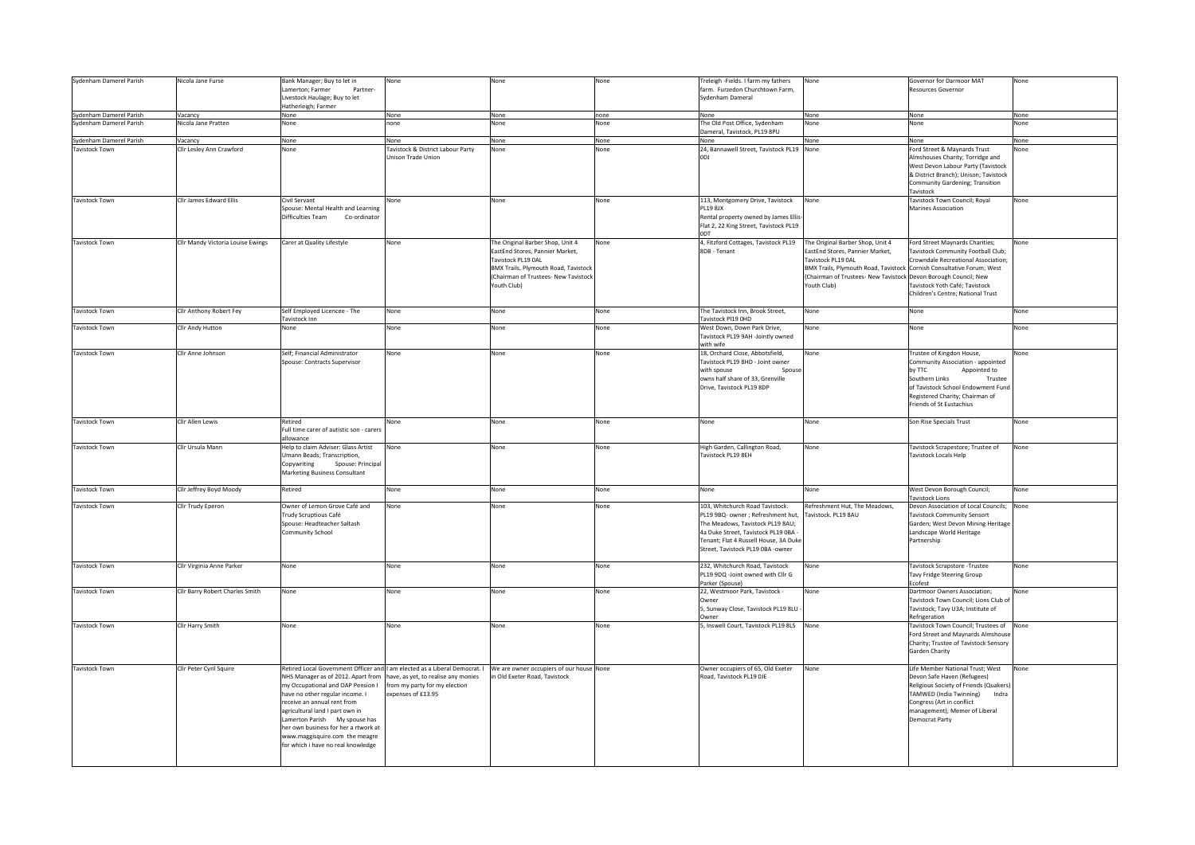| Sydenham Damerel Parish | Nicola Jane Furse | Bank Manager; Buy to let in Lamerton; Farmer Partner- Livestock Haulage; Buy to let Hatherleigh; Farmer | None | None | None | Treleigh -Fields. I farm my fathers farm. Furzedon Churchtown Farm, Sydenham Dameral | None | Governor for Darmoor MAT Resources Governor | None |
|---|---|---|---|---|---|---|---|---|---|
| Sydenham Damerel Parish | Vacancy | None | None | None | none | None | None | None | None |
| Sydenham Damerel Parish | Nicola Jane Pratten | None | none | None | None | The Old Post Office, Sydenham Dameral, Tavistock, PL19 8PU | None | None | None |
| Sydenham Damerel Parish | Vacancy | None | None | None | None | None | None | None | None |
| Tavistock Town | Cllr Lesley Ann Crawford | None | Tavistock & District Labour Party Unison Trade Union | None | None | 24, Bannawell Street, Tavistock PL19 0DJ | None | Ford Street & Maynards Trust Almshouses Charity; Torridge and West Devon Labour Party (Tavistock & District Branch); Unison; Tavistock Community Gardening; Transition Tavistock | None |
| Tavistock Town | Cllr James Edward Ellis | Civil Servant Spouse: Mental Health and Learning Difficulties Team Co-ordinator | None | None | None | 113, Montgomery Drive, Tavistock PL19 8JX Rental property owned by James Ellis- Flat 2, 22 King Street, Tavistock PL19 0DT | None | Tavistock Town Council; Royal Marines Association | None |
| Tavistock Town | Cllr Mandy Victoria Louise Ewings | Carer at Quality Lifestyle | None | The Original Barber Shop, Unit 4 EastEnd Stores, Pannier Market, Tavistock PL19 0AL BMX Trails, Plymouth Road, Tavistock (Chairman of Trustees- New Tavistock Youth Club) | None | 4, Fitzford Cottages, Tavistock PL19 8DB - Tenant | The Original Barber Shop, Unit 4 EastEnd Stores, Pannier Market, Tavistock PL19 0AL BMX Trails, Plymouth Road, Tavistock (Chairman of Trustees- New Tavistock Youth Club) | Ford Street Maynards Charities; Tavistock Community Football Club; Crowndale Recreational Association; Cornish Consultative Forum; West Devon Borough Council; New Tavistock Yoth Café; Tavistock Children's Centre; National Trust | None |
| Tavistock Town | Cllr Anthony Robert Fey | Self Employed Licencee - The Tavistock Inn | None | None | None | The Tavistock Inn, Brook Street, Tavistock Pl19 0HD | None | None | None |
| Tavistock Town | Cllr Andy Hutton | None | None | None | None | West Down, Down Park Drive, Tavistock PL19 9AH -Jointly owned with wife | None | None | None |
| Tavistock Town | Cllr Anne Johnson | Self; Financial Administrator Spouse: Contracts Supervisor | None | None | None | 18, Orchard Close, Abbotsfield, Tavistock PL19 8HD - Joint owner with spouse Spouse owns half share of 33, Grenville Drive, Tavistock PL19 8DP | None | Trustee of Kingdon House, Community Association - appointed by TTC Appointed to Southern Links Trustee of Tavistock School Endowment Fund Registered Charity; Chairman of Friends of St Eustachius | None |
| Tavistock Town | Cllr Allen Lewis | Retired Full time carer of autistic son - carers allowance | None | None | None | None | None | Son Rise Specials Trust | None |
| Tavistock Town | Cllr Ursula Mann | Help to claim Adviser: Glass Artist Umann Beads; Transcription, Copywriting Spouse: Principal Marketing Business Consultant | None | None | None | High Garden, Callington Road, Tavistock PL19 8EH | None | Tavistock Scrapestore; Trustee of Tavistock Locals Help | None |
| Tavistock Town | Cllr Jeffrey Boyd Moody | Retired | None | None | None | None | None | West Devon Borough Council; Tavistock Lions | None |
| Tavistock Town | Cllr Trudy Eperon | Owner of Lemon Grove Café and Trudy Scruptious Café Spouse: Headteacher Saltash Community School | None | None | None | 103, Whitchurch Road Tavistock. PL19 9BQ- owner ; Refreshment hut, The Meadows, Tavistock PL19 8AU; 4a Duke Street, Tavistock PL19 0BA - Tenant; Flat 4 Russell House, 3A Duke Street, Tavistock PL19 0BA -owner | Refreshment Hut, The Meadows, Tavistock. PL19 8AU | Devon Association of Local Councils; Tavistock Community Sensort Garden; West Devon Mining Heritage Landscape World Heritage Partnership | None |
| Tavistock Town | Cllr Virginia Anne Parker | None | None | None | None | 232, Whitchurch Road, Tavistock PL19 9DQ -Joint owned with Cllr G Parker (Spouse) | None | Tavistock Scrapstore -Trustee Tavy Fridge Steering Group Ecofest | None |
| Tavistock Town | Cllr Barry Robert Charles Smith | None | None | None | None | 22, Westmoor Park, Tavistock - Owner 5, Sunway Close, Tavistock PL19 8LU - Owner | None | Dartmoor Owners Association; Tavistock Town Council; Lions Club of Tavistock; Tavy U3A; Institute of Refrigeration | None |
| Tavistock Town | Cllr Harry Smith | None | None | None | None | 5, Inswell Court, Tavistock PL19 8LS | None | Tavistock Town Council; Trustees of Ford Street and Maynards Almshouse Charity; Trustee of Tavistock Sensory Garden Charity | None |
| Tavistock Town | Cllr Peter Cyril Squire | Retired Local Government Officer and NHS Manager as of 2012. Apart from my Occupational and OAP Pension I have no other regular income. I receive an annual rent from agricultural land I part own in Lamerton Parish My spouse has her own business for her a rtwork at www.maggisquire.com the meagre for which I have no real knowledge | I am elected as a Liberal Democrat. I have, as yet, to realise any monies from my party for my election expenses of £13.95 | We are owner occupiers of our house in Old Exeter Road, Tavistock | None | Owner occupiers of 65, Old Exeter Road, Tavistock PL19 0JE | None | Life Member National Trust; West Devon Safe Haven (Refugees) Religious Society of Friends (Quakers) TAMWED (India Twinning) Indra Congress (Art in conflict management); Memer of Liberal Democrat Party | None |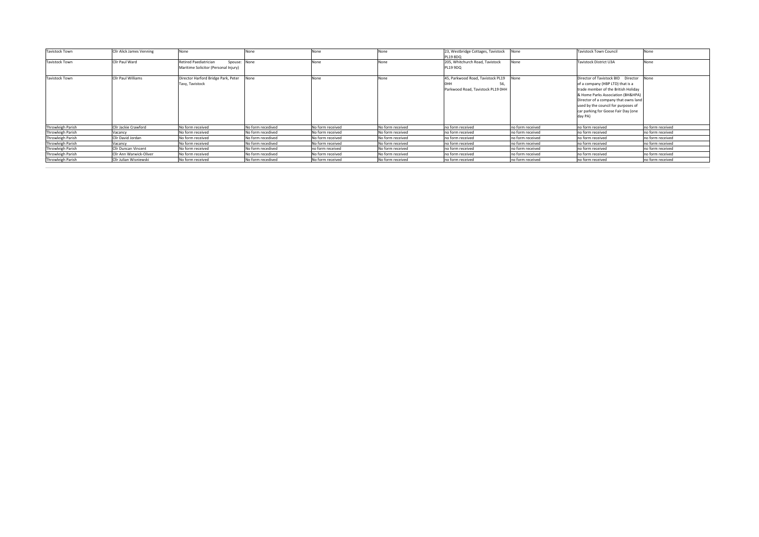| | | | | | | | | | |
|---|---|---|---|---|---|---|---|---|---|
| Tavistock Town | Cllr Alick James Venning | None | None | None | None | 23, Westbridge Cottages, Tavistock PL19 8DQ | None | Tavistock Town Council | None |
| Tavistock Town | Cllr Paul Ward | Retired Paediatrician Spouse: Maritime Solicitor (Personal Injury) | None | None | None | 205, Whitchurch Road, Tavistock PL19 9DQ | None | Tavistock District U3A | None |
| Tavistock Town | Cllr Paul Williams | Director Harford Bridge Park, Peter Tavy, Tavistock | None | None | None | 45, Parkwood Road, Tavistock PL19 0HH 56, Parkwood Road, Tavistock PL19 0HH | None | Director of Tavistock BID Director of a company (HBP LTD) that is a trade member of the British Holiday & Home Parks Association (BH&HPA) Director of a company that owns land used by the council for purposes of car parking for Goose Fair Day (one day PA) | None |
| Throwleigh Parish | Cllr Jackie Crawford | No form received | No form recedived | No form received | No form received | no form received | no form received | no form received | no form received |
| Throwleigh Parish | Vacancy | No form received | No form recedived | No form received | No form received | no form received | no form received | no form received | no form received |
| Throwleigh Parish | Cllr David Jordan | No form received | No form recedived | No form received | No form received | no form received | no form received | no form received | no form received |
| Throwleigh Parish | Vacancy | No form received | No form recedived | No form received | No form received | no form received | no form received | no form received | no form received |
| Throwleigh Parish | Cllr Duncan Vincent | No form received | No form recedived | no form received | No form received | no form received | no form received | no form received | no form received |
| Throwleigh Parish | Cllr Ann Warwick-Oliver | No form received | No form recedived | No form received | No form received | no form received | no form received | no form received | no form received |
| Throwleigh Parish | Cllr Julian Wisniewski | No form received | No form recedived | No form received | No form received | no form received | no form received | no form received | no form received |